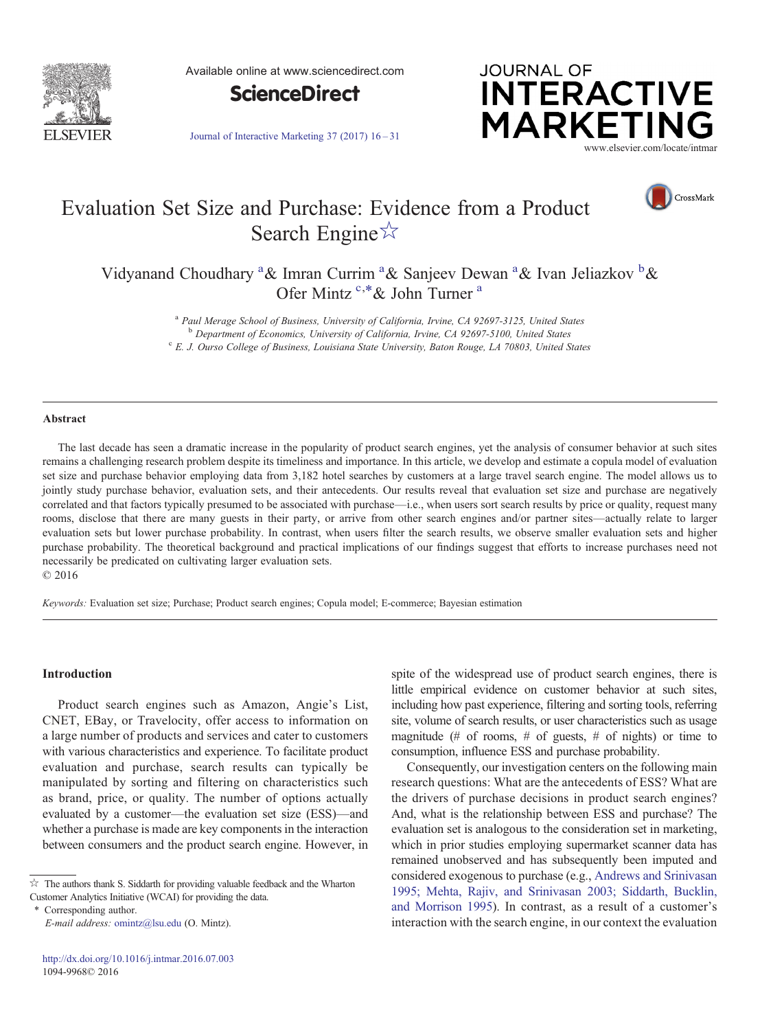Available online at www.sciencedirect.com

**ScienceDirect**

# JOURNAL OF INTERACTIVE MARKETING

www.elsevier.com/locate/intmar

# Evaluation Set Size and Purchase: Evidence from a Product Search Engine☆

Vidyanand Choudhary [a] & Imran Currim [a] & Sanjeev Dewan [a] & Ivan Jeliazkov [b] & Ofer Mintz [c,]* & John Turner [a]

[a] Paul Merage School of Business, University of California, Irvine, CA 92697-3125, United States
[b] Department of Economics, University of California, Irvine, CA 92697-5100, United States
[c] E. J. Ourso College of Business, Louisiana State University, Baton Rouge, LA 70803, United States

## Abstract

The last decade has seen a dramatic increase in the popularity of product search engines, yet the analysis of consumer behavior at such sites remains a challenging research problem despite its timeliness and importance. In this article, we develop and estimate a copula model of evaluation set size and purchase behavior employing data from 3,182 hotel searches by customers at a large travel search engine. The model allows us to jointly study purchase behavior, evaluation sets, and their antecedents. Our results reveal that evaluation set size and purchase are negatively correlated and that factors typically presumed to be associated with purchase—i.e., when users sort search results by price or quality, request many rooms, disclose that there are many guests in their party, or arrive from other search engines and/or partner sites—actually relate to larger evaluation sets but lower purchase probability. In contrast, when users filter the search results, we observe smaller evaluation sets and higher purchase probability. The theoretical background and practical implications of our findings suggest that efforts to increase purchases need not necessarily be predicated on cultivating larger evaluation sets.
© 2016

*Keywords:* Evaluation set size; Purchase; Product search engines; Copula model; E-commerce; Bayesian estimation

## Introduction

Product search engines such as Amazon, Angie's List, CNET, EBay, or Travelocity, offer access to information on a large number of products and services and cater to customers with various characteristics and experience. To facilitate product evaluation and purchase, search results can typically be manipulated by sorting and filtering on characteristics such as brand, price, or quality. The number of options actually evaluated by a customer—the evaluation set size (ESS)—and whether a purchase is made are key components in the interaction between consumers and the product search engine. However, in spite of the widespread use of product search engines, there is little empirical evidence on customer behavior at such sites, including how past experience, filtering and sorting tools, referring site, volume of search results, or user characteristics such as usage magnitude (# of rooms, # of guests, # of nights) or time to consumption, influence ESS and purchase probability.

Consequently, our investigation centers on the following main research questions: What are the antecedents of ESS? What are the drivers of purchase decisions in product search engines? And, what is the relationship between ESS and purchase? The evaluation set is analogous to the consideration set in marketing, which in prior studies employing supermarket scanner data has remained unobserved and has subsequently been imputed and considered exogenous to purchase (e.g., Andrews and Srinivasan 1995; Mehta, Rajiv, and Srinivasan 2003; Siddarth, Bucklin, and Morrison 1995). In contrast, as a result of a customer's interaction with the search engine, in our context the evaluation

☆ The authors thank S. Siddarth for providing valuable feedback and the Wharton Customer Analytics Initiative (WCAI) for providing the data.

\* Corresponding author.
*E-mail address:* omintz@lsu.edu (O. Mintz).

http://dx.doi.org/10.1016/j.intmar.2016.07.003
1094-9968© 2016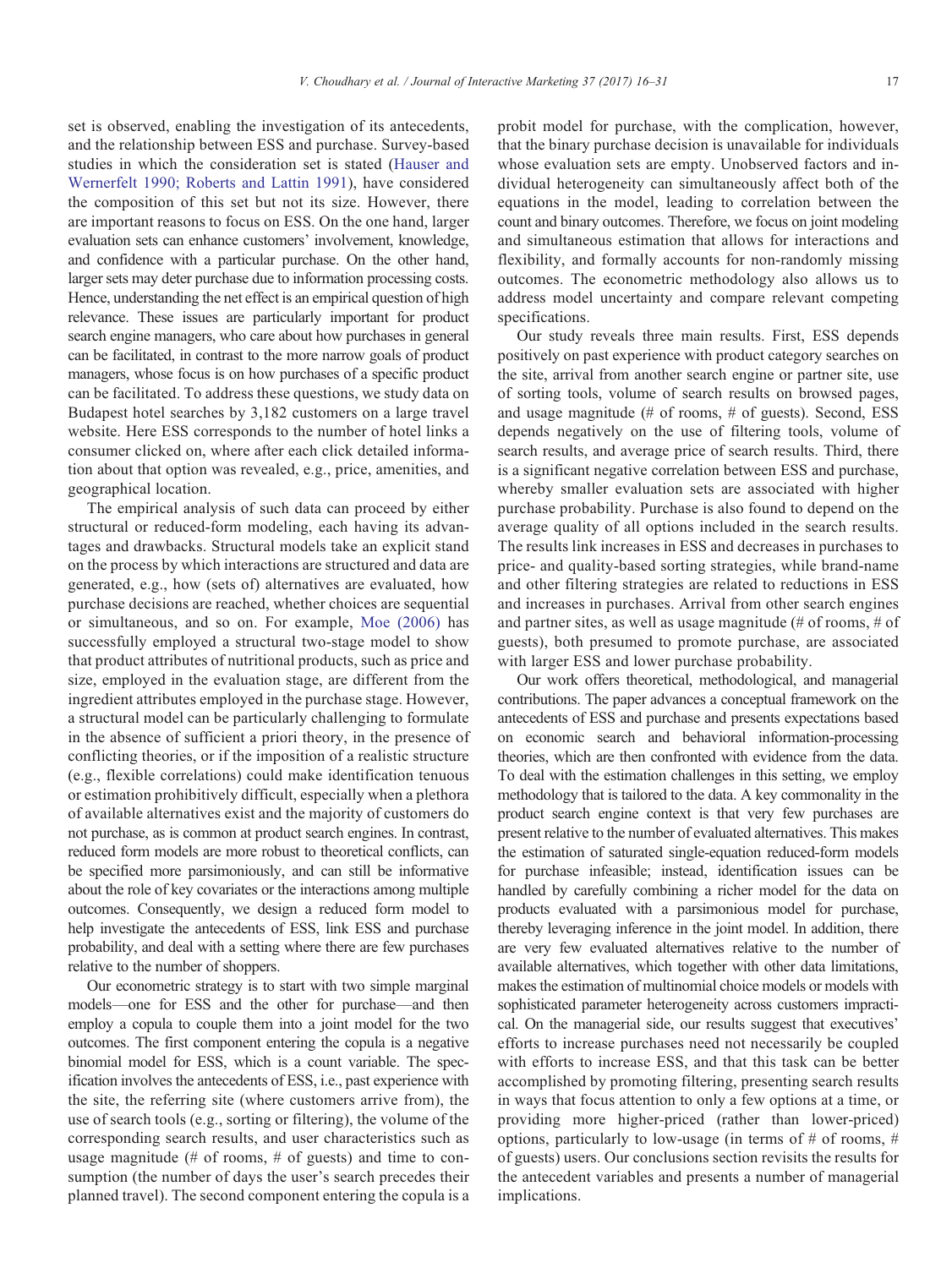set is observed, enabling the investigation of its antecedents, and the relationship between ESS and purchase. Survey-based studies in which the consideration set is stated (Hauser and Wernerfelt 1990; Roberts and Lattin 1991), have considered the composition of this set but not its size. However, there are important reasons to focus on ESS. On the one hand, larger evaluation sets can enhance customers' involvement, knowledge, and confidence with a particular purchase. On the other hand, larger sets may deter purchase due to information processing costs. Hence, understanding the net effect is an empirical question of high relevance. These issues are particularly important for product search engine managers, who care about how purchases in general can be facilitated, in contrast to the more narrow goals of product managers, whose focus is on how purchases of a specific product can be facilitated. To address these questions, we study data on Budapest hotel searches by 3,182 customers on a large travel website. Here ESS corresponds to the number of hotel links a consumer clicked on, where after each click detailed information about that option was revealed, e.g., price, amenities, and geographical location.

The empirical analysis of such data can proceed by either structural or reduced-form modeling, each having its advantages and drawbacks. Structural models take an explicit stand on the process by which interactions are structured and data are generated, e.g., how (sets of) alternatives are evaluated, how purchase decisions are reached, whether choices are sequential or simultaneous, and so on. For example, Moe (2006) has successfully employed a structural two-stage model to show that product attributes of nutritional products, such as price and size, employed in the evaluation stage, are different from the ingredient attributes employed in the purchase stage. However, a structural model can be particularly challenging to formulate in the absence of sufficient a priori theory, in the presence of conflicting theories, or if the imposition of a realistic structure (e.g., flexible correlations) could make identification tenuous or estimation prohibitively difficult, especially when a plethora of available alternatives exist and the majority of customers do not purchase, as is common at product search engines. In contrast, reduced form models are more robust to theoretical conflicts, can be specified more parsimoniously, and can still be informative about the role of key covariates or the interactions among multiple outcomes. Consequently, we design a reduced form model to help investigate the antecedents of ESS, link ESS and purchase probability, and deal with a setting where there are few purchases relative to the number of shoppers.

Our econometric strategy is to start with two simple marginal models—one for ESS and the other for purchase—and then employ a copula to couple them into a joint model for the two outcomes. The first component entering the copula is a negative binomial model for ESS, which is a count variable. The specification involves the antecedents of ESS, i.e., past experience with the site, the referring site (where customers arrive from), the use of search tools (e.g., sorting or filtering), the volume of the corresponding search results, and user characteristics such as usage magnitude (# of rooms, # of guests) and time to consumption (the number of days the user's search precedes their planned travel). The second component entering the copula is a probit model for purchase, with the complication, however, that the binary purchase decision is unavailable for individuals whose evaluation sets are empty. Unobserved factors and individual heterogeneity can simultaneously affect both of the equations in the model, leading to correlation between the count and binary outcomes. Therefore, we focus on joint modeling and simultaneous estimation that allows for interactions and flexibility, and formally accounts for non-randomly missing outcomes. The econometric methodology also allows us to address model uncertainty and compare relevant competing specifications.

Our study reveals three main results. First, ESS depends positively on past experience with product category searches on the site, arrival from another search engine or partner site, use of sorting tools, volume of search results on browsed pages, and usage magnitude (# of rooms, # of guests). Second, ESS depends negatively on the use of filtering tools, volume of search results, and average price of search results. Third, there is a significant negative correlation between ESS and purchase, whereby smaller evaluation sets are associated with higher purchase probability. Purchase is also found to depend on the average quality of all options included in the search results. The results link increases in ESS and decreases in purchases to price- and quality-based sorting strategies, while brand-name and other filtering strategies are related to reductions in ESS and increases in purchases. Arrival from other search engines and partner sites, as well as usage magnitude (# of rooms, # of guests), both presumed to promote purchase, are associated with larger ESS and lower purchase probability.

Our work offers theoretical, methodological, and managerial contributions. The paper advances a conceptual framework on the antecedents of ESS and purchase and presents expectations based on economic search and behavioral information-processing theories, which are then confronted with evidence from the data. To deal with the estimation challenges in this setting, we employ methodology that is tailored to the data. A key commonality in the product search engine context is that very few purchases are present relative to the number of evaluated alternatives. This makes the estimation of saturated single-equation reduced-form models for purchase infeasible; instead, identification issues can be handled by carefully combining a richer model for the data on products evaluated with a parsimonious model for purchase, thereby leveraging inference in the joint model. In addition, there are very few evaluated alternatives relative to the number of available alternatives, which together with other data limitations, makes the estimation of multinomial choice models or models with sophisticated parameter heterogeneity across customers impractical. On the managerial side, our results suggest that executives' efforts to increase purchases need not necessarily be coupled with efforts to increase ESS, and that this task can be better accomplished by promoting filtering, presenting search results in ways that focus attention to only a few options at a time, or providing more higher-priced (rather than lower-priced) options, particularly to low-usage (in terms of # of rooms, # of guests) users. Our conclusions section revisits the results for the antecedent variables and presents a number of managerial implications.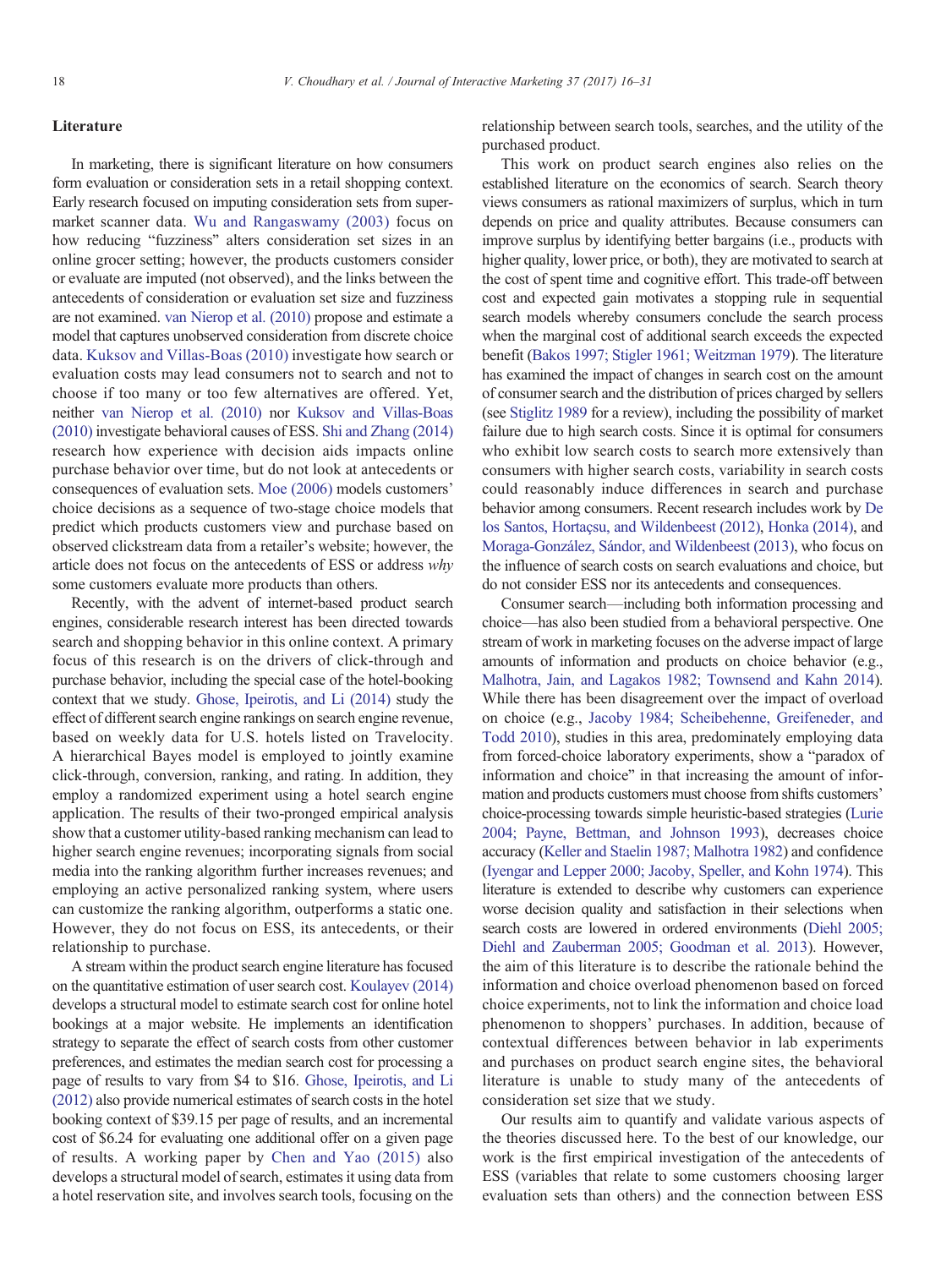## Literature

In marketing, there is significant literature on how consumers form evaluation or consideration sets in a retail shopping context. Early research focused on imputing consideration sets from supermarket scanner data. Wu and Rangaswamy (2003) focus on how reducing "fuzziness" alters consideration set sizes in an online grocer setting; however, the products customers consider or evaluate are imputed (not observed), and the links between the antecedents of consideration or evaluation set size and fuzziness are not examined. van Nierop et al. (2010) propose and estimate a model that captures unobserved consideration from discrete choice data. Kuksov and Villas-Boas (2010) investigate how search or evaluation costs may lead consumers not to search and not to choose if too many or too few alternatives are offered. Yet, neither van Nierop et al. (2010) nor Kuksov and Villas-Boas (2010) investigate behavioral causes of ESS. Shi and Zhang (2014) research how experience with decision aids impacts online purchase behavior over time, but do not look at antecedents or consequences of evaluation sets. Moe (2006) models customers' choice decisions as a sequence of two-stage choice models that predict which products customers view and purchase based on observed clickstream data from a retailer's website; however, the article does not focus on the antecedents of ESS or address *why* some customers evaluate more products than others.

Recently, with the advent of internet-based product search engines, considerable research interest has been directed towards search and shopping behavior in this online context. A primary focus of this research is on the drivers of click-through and purchase behavior, including the special case of the hotel-booking context that we study. Ghose, Ipeirotis, and Li (2014) study the effect of different search engine rankings on search engine revenue, based on weekly data for U.S. hotels listed on Travelocity. A hierarchical Bayes model is employed to jointly examine click-through, conversion, ranking, and rating. In addition, they employ a randomized experiment using a hotel search engine application. The results of their two-pronged empirical analysis show that a customer utility-based ranking mechanism can lead to higher search engine revenues; incorporating signals from social media into the ranking algorithm further increases revenues; and employing an active personalized ranking system, where users can customize the ranking algorithm, outperforms a static one. However, they do not focus on ESS, its antecedents, or their relationship to purchase.

A stream within the product search engine literature has focused on the quantitative estimation of user search cost. Koulayev (2014) develops a structural model to estimate search cost for online hotel bookings at a major website. He implements an identification strategy to separate the effect of search costs from other customer preferences, and estimates the median search cost for processing a page of results to vary from \$4 to \$16. Ghose, Ipeirotis, and Li (2012) also provide numerical estimates of search costs in the hotel booking context of \$39.15 per page of results, and an incremental cost of \$6.24 for evaluating one additional offer on a given page of results. A working paper by Chen and Yao (2015) also develops a structural model of search, estimates it using data from a hotel reservation site, and involves search tools, focusing on the relationship between search tools, searches, and the utility of the purchased product.

This work on product search engines also relies on the established literature on the economics of search. Search theory views consumers as rational maximizers of surplus, which in turn depends on price and quality attributes. Because consumers can improve surplus by identifying better bargains (i.e., products with higher quality, lower price, or both), they are motivated to search at the cost of spent time and cognitive effort. This trade-off between cost and expected gain motivates a stopping rule in sequential search models whereby consumers conclude the search process when the marginal cost of additional search exceeds the expected benefit (Bakos 1997; Stigler 1961; Weitzman 1979). The literature has examined the impact of changes in search cost on the amount of consumer search and the distribution of prices charged by sellers (see Stiglitz 1989 for a review), including the possibility of market failure due to high search costs. Since it is optimal for consumers who exhibit low search costs to search more extensively than consumers with higher search costs, variability in search costs could reasonably induce differences in search and purchase behavior among consumers. Recent research includes work by De los Santos, Hortaçsu, and Wildenbeest (2012), Honka (2014), and Moraga-González, Sándor, and Wildenbeest (2013), who focus on the influence of search costs on search evaluations and choice, but do not consider ESS nor its antecedents and consequences.

Consumer search—including both information processing and choice—has also been studied from a behavioral perspective. One stream of work in marketing focuses on the adverse impact of large amounts of information and products on choice behavior (e.g., Malhotra, Jain, and Lagakos 1982; Townsend and Kahn 2014). While there has been disagreement over the impact of overload on choice (e.g., Jacoby 1984; Scheibehenne, Greifeneder, and Todd 2010), studies in this area, predominately employing data from forced-choice laboratory experiments, show a "paradox of information and choice" in that increasing the amount of information and products customers must choose from shifts customers' choice-processing towards simple heuristic-based strategies (Lurie 2004; Payne, Bettman, and Johnson 1993), decreases choice accuracy (Keller and Staelin 1987; Malhotra 1982) and confidence (Iyengar and Lepper 2000; Jacoby, Speller, and Kohn 1974). This literature is extended to describe why customers can experience worse decision quality and satisfaction in their selections when search costs are lowered in ordered environments (Diehl 2005; Diehl and Zauberman 2005; Goodman et al. 2013). However, the aim of this literature is to describe the rationale behind the information and choice overload phenomenon based on forced choice experiments, not to link the information and choice load phenomenon to shoppers' purchases. In addition, because of contextual differences between behavior in lab experiments and purchases on product search engine sites, the behavioral literature is unable to study many of the antecedents of consideration set size that we study.

Our results aim to quantify and validate various aspects of the theories discussed here. To the best of our knowledge, our work is the first empirical investigation of the antecedents of ESS (variables that relate to some customers choosing larger evaluation sets than others) and the connection between ESS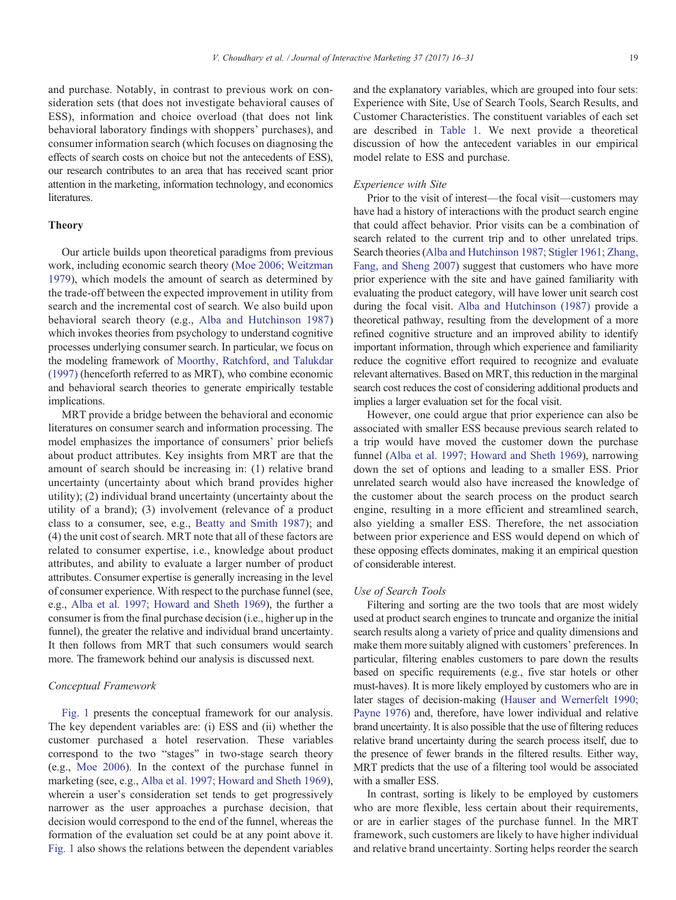and purchase. Notably, in contrast to previous work on consideration sets (that does not investigate behavioral causes of ESS), information and choice overload (that does not link behavioral laboratory findings with shoppers' purchases), and consumer information search (which focuses on diagnosing the effects of search costs on choice but not the antecedents of ESS), our research contributes to an area that has received scant prior attention in the marketing, information technology, and economics literatures.

## Theory

Our article builds upon theoretical paradigms from previous work, including economic search theory (Moe 2006; Weitzman 1979), which models the amount of search as determined by the trade-off between the expected improvement in utility from search and the incremental cost of search. We also build upon behavioral search theory (e.g., Alba and Hutchinson 1987) which invokes theories from psychology to understand cognitive processes underlying consumer search. In particular, we focus on the modeling framework of Moorthy, Ratchford, and Talukdar (1997) (henceforth referred to as MRT), who combine economic and behavioral search theories to generate empirically testable implications.

MRT provide a bridge between the behavioral and economic literatures on consumer search and information processing. The model emphasizes the importance of consumers' prior beliefs about product attributes. Key insights from MRT are that the amount of search should be increasing in: (1) relative brand uncertainty (uncertainty about which brand provides higher utility); (2) individual brand uncertainty (uncertainty about the utility of a brand); (3) involvement (relevance of a product class to a consumer, see, e.g., Beatty and Smith 1987); and (4) the unit cost of search. MRT note that all of these factors are related to consumer expertise, i.e., knowledge about product attributes, and ability to evaluate a larger number of product attributes. Consumer expertise is generally increasing in the level of consumer experience. With respect to the purchase funnel (see, e.g., Alba et al. 1997; Howard and Sheth 1969), the further a consumer is from the final purchase decision (i.e., higher up in the funnel), the greater the relative and individual brand uncertainty. It then follows from MRT that such consumers would search more. The framework behind our analysis is discussed next.

### *Conceptual Framework*

Fig. 1 presents the conceptual framework for our analysis. The key dependent variables are: (i) ESS and (ii) whether the customer purchased a hotel reservation. These variables correspond to the two "stages" in two-stage search theory (e.g., Moe 2006). In the context of the purchase funnel in marketing (see, e.g., Alba et al. 1997; Howard and Sheth 1969), wherein a user's consideration set tends to get progressively narrower as the user approaches a purchase decision, that decision would correspond to the end of the funnel, whereas the formation of the evaluation set could be at any point above it. Fig. 1 also shows the relations between the dependent variables and the explanatory variables, which are grouped into four sets: Experience with Site, Use of Search Tools, Search Results, and Customer Characteristics. The constituent variables of each set are described in Table 1. We next provide a theoretical discussion of how the antecedent variables in our empirical model relate to ESS and purchase.

### *Experience with Site*

Prior to the visit of interest—the focal visit—customers may have had a history of interactions with the product search engine that could affect behavior. Prior visits can be a combination of search related to the current trip and to other unrelated trips. Search theories (Alba and Hutchinson 1987; Stigler 1961; Zhang, Fang, and Sheng 2007) suggest that customers who have more prior experience with the site and have gained familiarity with evaluating the product category, will have lower unit search cost during the focal visit. Alba and Hutchinson (1987) provide a theoretical pathway, resulting from the development of a more refined cognitive structure and an improved ability to identify important information, through which experience and familiarity reduce the cognitive effort required to recognize and evaluate relevant alternatives. Based on MRT, this reduction in the marginal search cost reduces the cost of considering additional products and implies a larger evaluation set for the focal visit.

However, one could argue that prior experience can also be associated with smaller ESS because previous search related to a trip would have moved the customer down the purchase funnel (Alba et al. 1997; Howard and Sheth 1969), narrowing down the set of options and leading to a smaller ESS. Prior unrelated search would also have increased the knowledge of the customer about the search process on the product search engine, resulting in a more efficient and streamlined search, also yielding a smaller ESS. Therefore, the net association between prior experience and ESS would depend on which of these opposing effects dominates, making it an empirical question of considerable interest.

### *Use of Search Tools*

Filtering and sorting are the two tools that are most widely used at product search engines to truncate and organize the initial search results along a variety of price and quality dimensions and make them more suitably aligned with customers' preferences. In particular, filtering enables customers to pare down the results based on specific requirements (e.g., five star hotels or other must-haves). It is more likely employed by customers who are in later stages of decision-making (Hauser and Wernerfelt 1990; Payne 1976) and, therefore, have lower individual and relative brand uncertainty. It is also possible that the use of filtering reduces relative brand uncertainty during the search process itself, due to the presence of fewer brands in the filtered results. Either way, MRT predicts that the use of a filtering tool would be associated with a smaller ESS.

In contrast, sorting is likely to be employed by customers who are more flexible, less certain about their requirements, or are in earlier stages of the purchase funnel. In the MRT framework, such customers are likely to have higher individual and relative brand uncertainty. Sorting helps reorder the search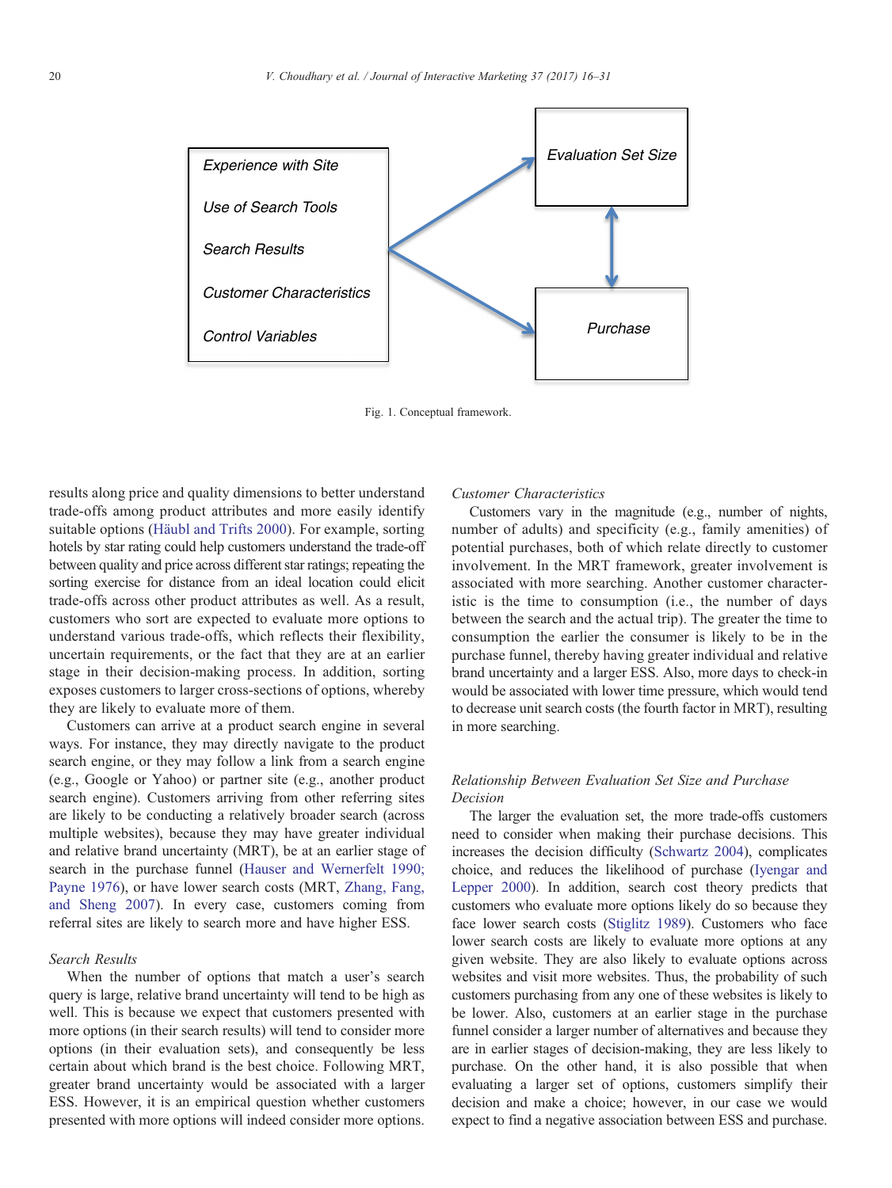Experience with Site

Use of Search Tools

Search Results

Customer Characteristics

Control Variables

Evaluation Set Size

Purchase

Fig. 1. Conceptual framework.

results along price and quality dimensions to better understand trade-offs among product attributes and more easily identify suitable options (Häubl and Trifts 2000). For example, sorting hotels by star rating could help customers understand the trade-off between quality and price across different star ratings; repeating the sorting exercise for distance from an ideal location could elicit trade-offs across other product attributes as well. As a result, customers who sort are expected to evaluate more options to understand various trade-offs, which reflects their flexibility, uncertain requirements, or the fact that they are at an earlier stage in their decision-making process. In addition, sorting exposes customers to larger cross-sections of options, whereby they are likely to evaluate more of them.

Customers can arrive at a product search engine in several ways. For instance, they may directly navigate to the product search engine, or they may follow a link from a search engine (e.g., Google or Yahoo) or partner site (e.g., another product search engine). Customers arriving from other referring sites are likely to be conducting a relatively broader search (across multiple websites), because they may have greater individual and relative brand uncertainty (MRT), be at an earlier stage of search in the purchase funnel (Hauser and Wernerfelt 1990; Payne 1976), or have lower search costs (MRT, Zhang, Fang, and Sheng 2007). In every case, customers coming from referral sites are likely to search more and have higher ESS.

### Search Results

When the number of options that match a user's search query is large, relative brand uncertainty will tend to be high as well. This is because we expect that customers presented with more options (in their search results) will tend to consider more options (in their evaluation sets), and consequently be less certain about which brand is the best choice. Following MRT, greater brand uncertainty would be associated with a larger ESS. However, it is an empirical question whether customers presented with more options will indeed consider more options.

### Customer Characteristics

Customers vary in the magnitude (e.g., number of nights, number of adults) and specificity (e.g., family amenities) of potential purchases, both of which relate directly to customer involvement. In the MRT framework, greater involvement is associated with more searching. Another customer characteristic is the time to consumption (i.e., the number of days between the search and the actual trip). The greater the time to consumption the earlier the consumer is likely to be in the purchase funnel, thereby having greater individual and relative brand uncertainty and a larger ESS. Also, more days to check-in would be associated with lower time pressure, which would tend to decrease unit search costs (the fourth factor in MRT), resulting in more searching.

### Relationship Between Evaluation Set Size and Purchase Decision

The larger the evaluation set, the more trade-offs customers need to consider when making their purchase decisions. This increases the decision difficulty (Schwartz 2004), complicates choice, and reduces the likelihood of purchase (Iyengar and Lepper 2000). In addition, search cost theory predicts that customers who evaluate more options likely do so because they face lower search costs (Stiglitz 1989). Customers who face lower search costs are likely to evaluate more options at any given website. They are also likely to evaluate options across websites and visit more websites. Thus, the probability of such customers purchasing from any one of these websites is likely to be lower. Also, customers at an earlier stage in the purchase funnel consider a larger number of alternatives and because they are in earlier stages of decision-making, they are less likely to purchase. On the other hand, it is also possible that when evaluating a larger set of options, customers simplify their decision and make a choice; however, in our case we would expect to find a negative association between ESS and purchase.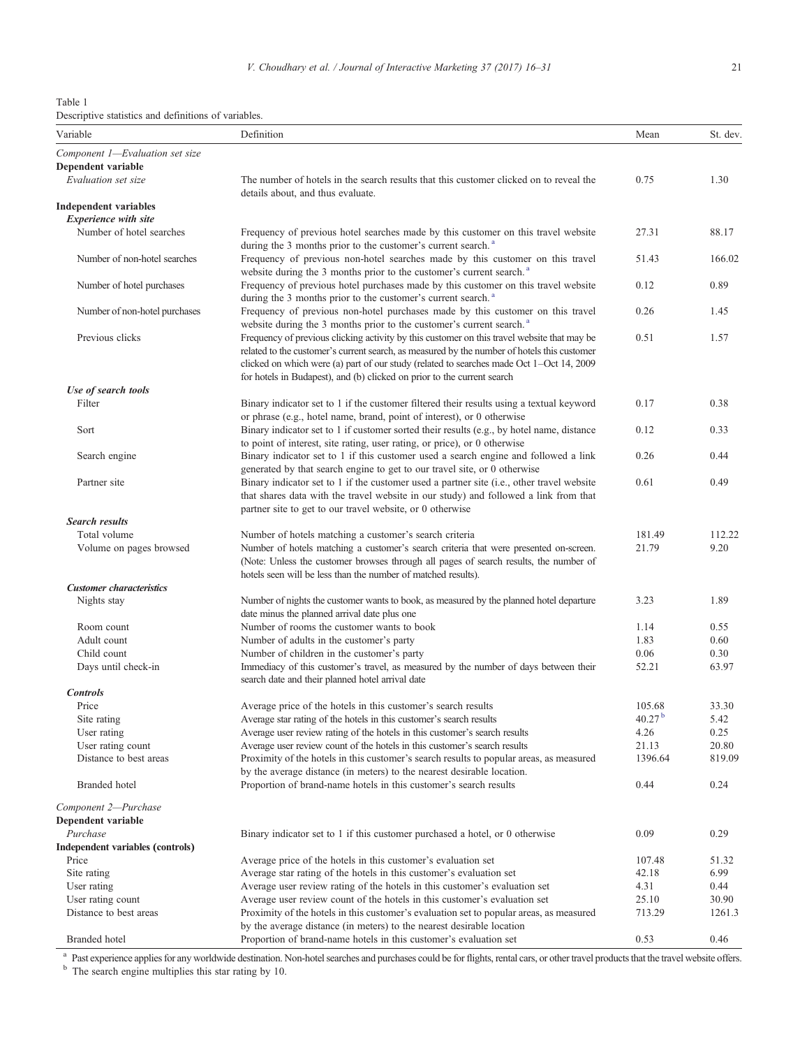Table 1

Descriptive statistics and definitions of variables.

| Variable | Definition | Mean | St. dev. |
|---|---|---|---|
| *Component 1—Evaluation set size* | | | |
| **Dependent variable** | | | |
| *Evaluation set size* | The number of hotels in the search results that this customer clicked on to reveal the details about, and thus evaluate. | 0.75 | 1.30 |
| **Independent variables** | | | |
| ***Experience with site*** | | | |
| Number of hotel searches | Frequency of previous hotel searches made by this customer on this travel website during the 3 months prior to the customer's current search. [a] | 27.31 | 88.17 |
| Number of non-hotel searches | Frequency of previous non-hotel searches made by this customer on this travel website during the 3 months prior to the customer's current search. [a] | 51.43 | 166.02 |
| Number of hotel purchases | Frequency of previous hotel purchases made by this customer on this travel website during the 3 months prior to the customer's current search. [a] | 0.12 | 0.89 |
| Number of non-hotel purchases | Frequency of previous non-hotel purchases made by this customer on this travel website during the 3 months prior to the customer's current search. [a] | 0.26 | 1.45 |
| Previous clicks | Frequency of previous clicking activity by this customer on this travel website that may be related to the customer's current search, as measured by the number of hotels this customer clicked on which were (a) part of our study (related to searches made Oct 1–Oct 14, 2009 for hotels in Budapest), and (b) clicked on prior to the current search | 0.51 | 1.57 |
| ***Use of search tools*** | | | |
| Filter | Binary indicator set to 1 if the customer filtered their results using a textual keyword or phrase (e.g., hotel name, brand, point of interest), or 0 otherwise | 0.17 | 0.38 |
| Sort | Binary indicator set to 1 if customer sorted their results (e.g., by hotel name, distance to point of interest, site rating, user rating, or price), or 0 otherwise | 0.12 | 0.33 |
| Search engine | Binary indicator set to 1 if this customer used a search engine and followed a link generated by that search engine to get to our travel site, or 0 otherwise | 0.26 | 0.44 |
| Partner site | Binary indicator set to 1 if the customer used a partner site (i.e., other travel website that shares data with the travel website in our study) and followed a link from that partner site to get to our travel website, or 0 otherwise | 0.61 | 0.49 |
| ***Search results*** | | | |
| Total volume | Number of hotels matching a customer's search criteria | 181.49 | 112.22 |
| Volume on pages browsed | Number of hotels matching a customer's search criteria that were presented on-screen. (Note: Unless the customer browses through all pages of search results, the number of hotels seen will be less than the number of matched results). | 21.79 | 9.20 |
| ***Customer characteristics*** | | | |
| Nights stay | Number of nights the customer wants to book, as measured by the planned hotel departure date minus the planned arrival date plus one | 3.23 | 1.89 |
| Room count | Number of rooms the customer wants to book | 1.14 | 0.55 |
| Adult count | Number of adults in the customer's party | 1.83 | 0.60 |
| Child count | Number of children in the customer's party | 0.06 | 0.30 |
| Days until check-in | Immediacy of this customer's travel, as measured by the number of days between their search date and their planned hotel arrival date | 52.21 | 63.97 |
| ***Controls*** | | | |
| Price | Average price of the hotels in this customer's search results | 105.68 | 33.30 |
| Site rating | Average star rating of the hotels in this customer's search results | 40.27 [b] | 5.42 |
| User rating | Average user review rating of the hotels in this customer's search results | 4.26 | 0.25 |
| User rating count | Average user review count of the hotels in this customer's search results | 21.13 | 20.80 |
| Distance to best areas | Proximity of the hotels in this customer's search results to popular areas, as measured by the average distance (in meters) to the nearest desirable location. | 1396.64 | 819.09 |
| Branded hotel | Proportion of brand-name hotels in this customer's search results | 0.44 | 0.24 |
| *Component 2—Purchase* | | | |
| **Dependent variable** | | | |
| *Purchase* | Binary indicator set to 1 if this customer purchased a hotel, or 0 otherwise | 0.09 | 0.29 |
| **Independent variables (controls)** | | | |
| Price | Average price of the hotels in this customer's evaluation set | 107.48 | 51.32 |
| Site rating | Average star rating of the hotels in this customer's evaluation set | 42.18 | 6.99 |
| User rating | Average user review rating of the hotels in this customer's evaluation set | 4.31 | 0.44 |
| User rating count | Average user review count of the hotels in this customer's evaluation set | 25.10 | 30.90 |
| Distance to best areas | Proximity of the hotels in this customer's evaluation set to popular areas, as measured by the average distance (in meters) to the nearest desirable location | 713.29 | 1261.3 |
| Branded hotel | Proportion of brand-name hotels in this customer's evaluation set | 0.53 | 0.46 |

[a] Past experience applies for any worldwide destination. Non-hotel searches and purchases could be for flights, rental cars, or other travel products that the travel website offers.

[b] The search engine multiplies this star rating by 10.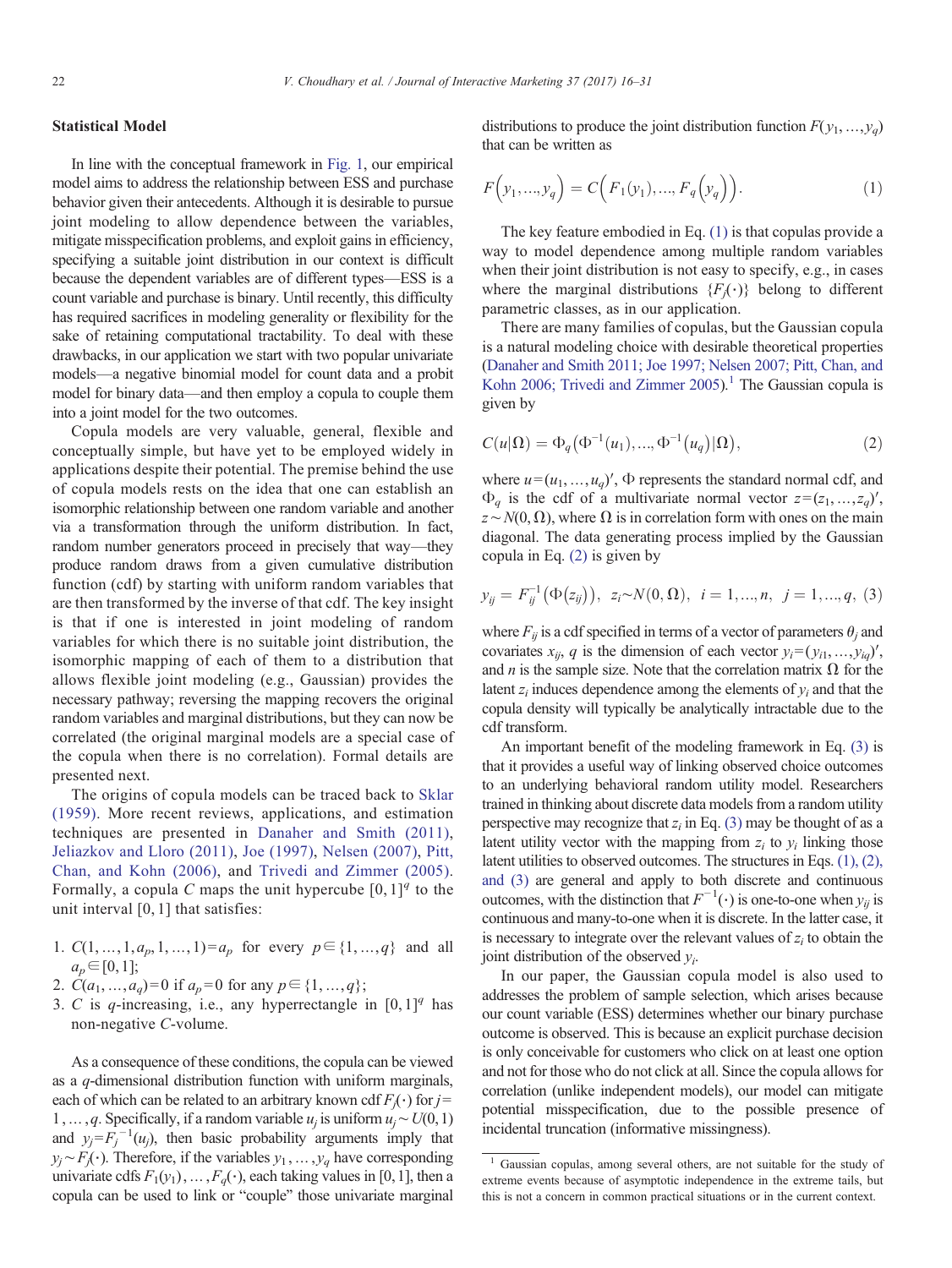## Statistical Model

In line with the conceptual framework in Fig. 1, our empirical model aims to address the relationship between ESS and purchase behavior given their antecedents. Although it is desirable to pursue joint modeling to allow dependence between the variables, mitigate misspecification problems, and exploit gains in efficiency, specifying a suitable joint distribution in our context is difficult because the dependent variables are of different types—ESS is a count variable and purchase is binary. Until recently, this difficulty has required sacrifices in modeling generality or flexibility for the sake of retaining computational tractability. To deal with these drawbacks, in our application we start with two popular univariate models—a negative binomial model for count data and a probit model for binary data—and then employ a copula to couple them into a joint model for the two outcomes.

Copula models are very valuable, general, flexible and conceptually simple, but have yet to be employed widely in applications despite their potential. The premise behind the use of copula models rests on the idea that one can establish an isomorphic relationship between one random variable and another via a transformation through the uniform distribution. In fact, random number generators proceed in precisely that way—they produce random draws from a given cumulative distribution function (cdf) by starting with uniform random variables that are then transformed by the inverse of that cdf. The key insight is that if one is interested in joint modeling of random variables for which there is no suitable joint distribution, the isomorphic mapping of each of them to a distribution that allows flexible joint modeling (e.g., Gaussian) provides the necessary pathway; reversing the mapping recovers the original random variables and marginal distributions, but they can now be correlated (the original marginal models are a special case of the copula when there is no correlation). Formal details are presented next.

The origins of copula models can be traced back to Sklar (1959). More recent reviews, applications, and estimation techniques are presented in Danaher and Smith (2011), Jeliazkov and Lloro (2011), Joe (1997), Nelsen (2007), Pitt, Chan, and Kohn (2006), and Trivedi and Zimmer (2005). Formally, a copula $C$ maps the unit hypercube $[0,1]^q$ to the unit interval $[0,1]$ that satisfies:

1. $C(1,\ldots,1,a_p,1,\ldots,1)=a_p$ for every $p\in\{1,\ldots,q\}$ and all $a_p\in[0,1]$;
2. $C(a_1,\ldots,a_q)=0$ if $a_p=0$ for any $p\in\{1,\ldots,q\}$;
3. $C$ is $q$-increasing, i.e., any hyperrectangle in $[0,1]^q$ has non-negative $C$-volume.

As a consequence of these conditions, the copula can be viewed as a $q$-dimensional distribution function with uniform marginals, each of which can be related to an arbitrary known cdf $F_j(\cdot)$ for $j=1,\ldots,q$. Specifically, if a random variable $u_j$ is uniform $u_j\sim U(0,1)$ and $y_j=F_j^{-1}(u_j)$, then basic probability arguments imply that $y_j\sim F_j(\cdot)$. Therefore, if the variables $y_1,\ldots,y_q$ have corresponding univariate cdfs $F_1(y_1),\ldots,F_q(\cdot)$, each taking values in $[0,1]$, then a copula can be used to link or "couple" those univariate marginal distributions to produce the joint distribution function $F(y_1,\ldots,y_q)$ that can be written as

$$F\left(y_1,\ldots,y_q\right)=C\left(F_1(y_1),\ldots,F_q\left(y_q\right)\right). \tag{1}$$

The key feature embodied in Eq. (1) is that copulas provide a way to model dependence among multiple random variables when their joint distribution is not easy to specify, e.g., in cases where the marginal distributions $\{F_j(\cdot)\}$ belong to different parametric classes, as in our application.

There are many families of copulas, but the Gaussian copula is a natural modeling choice with desirable theoretical properties (Danaher and Smith 2011; Joe 1997; Nelsen 2007; Pitt, Chan, and Kohn 2006; Trivedi and Zimmer 2005).[1] The Gaussian copula is given by

$$C(u|\Omega)=\Phi_q\left(\Phi^{-1}(u_1),\ldots,\Phi^{-1}\left(u_q\right)|\Omega\right), \tag{2}$$

where $u=(u_1,\ldots,u_q)'$, $\Phi$ represents the standard normal cdf, and $\Phi_q$ is the cdf of a multivariate normal vector $z=(z_1,\ldots,z_q)'$, $z\sim N(0,\Omega)$, where $\Omega$ is in correlation form with ones on the main diagonal. The data generating process implied by the Gaussian copula in Eq. (2) is given by

$$y_{ij}=F_{ij}^{-1}\left(\Phi\left(z_{ij}\right)\right),\ \ z_i\sim N(0,\Omega),\ \ i=1,\ldots,n,\ \ j=1,\ldots,q, \tag{3}$$

where $F_{ij}$ is a cdf specified in terms of a vector of parameters $\theta_j$ and covariates $x_{ij}$, $q$ is the dimension of each vector $y_i=(y_{i1},\ldots,y_{iq})'$, and $n$ is the sample size. Note that the correlation matrix $\Omega$ for the latent $z_i$ induces dependence among the elements of $y_i$ and that the copula density will typically be analytically intractable due to the cdf transform.

An important benefit of the modeling framework in Eq. (3) is that it provides a useful way of linking observed choice outcomes to an underlying behavioral random utility model. Researchers trained in thinking about discrete data models from a random utility perspective may recognize that $z_i$ in Eq. (3) may be thought of as a latent utility vector with the mapping from $z_i$ to $y_i$ linking those latent utilities to observed outcomes. The structures in Eqs. (1), (2), and (3) are general and apply to both discrete and continuous outcomes, with the distinction that $F^{-1}(\cdot)$ is one-to-one when $y_{ij}$ is continuous and many-to-one when it is discrete. In the latter case, it is necessary to integrate over the relevant values of $z_i$ to obtain the joint distribution of the observed $y_i$.

In our paper, the Gaussian copula model is also used to addresses the problem of sample selection, which arises because our count variable (ESS) determines whether our binary purchase outcome is observed. This is because an explicit purchase decision is only conceivable for customers who click on at least one option and not for those who do not click at all. Since the copula allows for correlation (unlike independent models), our model can mitigate potential misspecification, due to the possible presence of incidental truncation (informative missingness).

[1] Gaussian copulas, among several others, are not suitable for the study of extreme events because of asymptotic independence in the extreme tails, but this is not a concern in common practical situations or in the current context.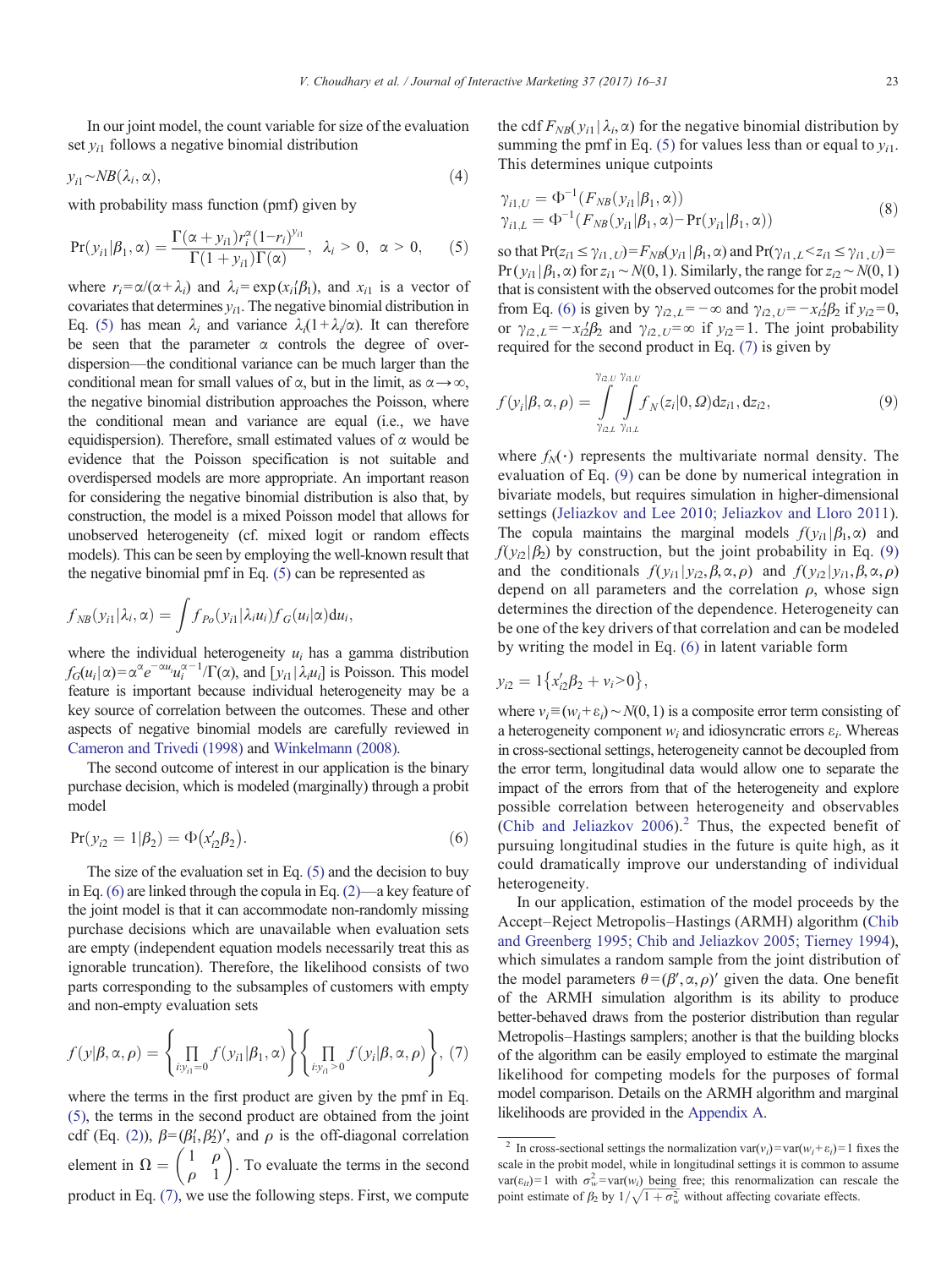In our joint model, the count variable for size of the evaluation set $y_{i1}$ follows a negative binomial distribution

$$y_{i1} \sim NB(\lambda_i, \alpha), \tag{4}$$

with probability mass function (pmf) given by

$$\Pr(y_{i1}|\beta_1, \alpha) = \frac{\Gamma(\alpha + y_{i1}) r_i^{\alpha} (1-r_i)^{y_{i1}}}{\Gamma(1+y_{i1})\Gamma(\alpha)}, \quad \lambda_i > 0, \quad \alpha > 0, \tag{5}$$

where $r_i = \alpha/(\alpha + \lambda_i)$ and $\lambda_i = \exp(x_{i1}'\beta_1)$, and $x_{i1}$ is a vector of covariates that determines $y_{i1}$. The negative binomial distribution in Eq. (5) has mean $\lambda_i$ and variance $\lambda_i(1+\lambda_i/\alpha)$. It can therefore be seen that the parameter $\alpha$ controls the degree of over-dispersion—the conditional variance can be much larger than the conditional mean for small values of $\alpha$, but in the limit, as $\alpha \to \infty$, the negative binomial distribution approaches the Poisson, where the conditional mean and variance are equal (i.e., we have equidispersion). Therefore, small estimated values of $\alpha$ would be evidence that the Poisson specification is not suitable and overdispersed models are more appropriate. An important reason for considering the negative binomial distribution is also that, by construction, the model is a mixed Poisson model that allows for unobserved heterogeneity (cf. mixed logit or random effects models). This can be seen by employing the well-known result that the negative binomial pmf in Eq. (5) can be represented as

$$f_{NB}(y_{i1}|\lambda_i, \alpha) = \int f_{Po}(y_{i1}|\lambda_i u_i) f_G(u_i|\alpha) \mathrm{d}u_i,$$

where the individual heterogeneity $u_i$ has a gamma distribution $f_G(u_i|\alpha) = \alpha^{\alpha} e^{-\alpha u_i} u_i^{\alpha-1}/\Gamma(\alpha)$, and $[y_{i1}|\lambda_i u_i]$ is Poisson. This model feature is important because individual heterogeneity may be a key source of correlation between the outcomes. These and other aspects of negative binomial models are carefully reviewed in Cameron and Trivedi (1998) and Winkelmann (2008).

The second outcome of interest in our application is the binary purchase decision, which is modeled (marginally) through a probit model

$$\Pr(y_{i2} = 1|\beta_2) = \Phi(x_{i2}'\beta_2). \tag{6}$$

The size of the evaluation set in Eq. (5) and the decision to buy in Eq. (6) are linked through the copula in Eq. (2)—a key feature of the joint model is that it can accommodate non-randomly missing purchase decisions which are unavailable when evaluation sets are empty (independent equation models necessarily treat this as ignorable truncation). Therefore, the likelihood consists of two parts corresponding to the subsamples of customers with empty and non-empty evaluation sets

$$f(y|\beta, \alpha, \rho) = \left\{ \prod_{i:y_{i1}=0} f(y_{i1}|\beta_1, \alpha) \right\} \left\{ \prod_{i:y_{i1}>0} f(y_i|\beta, \alpha, \rho) \right\}, \tag{7}$$

where the terms in the first product are given by the pmf in Eq. (5), the terms in the second product are obtained from the joint cdf (Eq. (2)), $\beta = (\beta_1', \beta_2')'$, and $\rho$ is the off-diagonal correlation element in $\Omega = \begin{pmatrix} 1 & \rho \\ \rho & 1 \end{pmatrix}$. To evaluate the terms in the second product in Eq. (7), we use the following steps. First, we compute the cdf $F_{NB}(y_{i1}|\lambda_i, \alpha)$ for the negative binomial distribution by summing the pmf in Eq. (5) for values less than or equal to $y_{i1}$. This determines unique cutpoints

$$\begin{aligned} \gamma_{i1,U} &= \Phi^{-1}(F_{NB}(y_{i1}|\beta_1, \alpha)) \\ \gamma_{i1,L} &= \Phi^{-1}(F_{NB}(y_{i1}|\beta_1, \alpha) - \Pr(y_{i1}|\beta_1, \alpha)) \end{aligned} \tag{8}$$

so that $\Pr(z_{i1} \le \gamma_{i1,U}) = F_{NB}(y_{i1}|\beta_1, \alpha)$ and $\Pr(\gamma_{i1,L} < z_{i1} \le \gamma_{i1,U}) = \Pr(y_{i1}|\beta_1, \alpha)$ for $z_{i1} \sim N(0,1)$. Similarly, the range for $z_{i2} \sim N(0,1)$ that is consistent with the observed outcomes for the probit model from Eq. (6) is given by $\gamma_{i2,L} = -\infty$ and $\gamma_{i2,U} = -x_{i2}'\beta_2$ if $y_{i2} = 0$, or $\gamma_{i2,L} = -x_{i2}'\beta_2$ and $\gamma_{i2,U} = \infty$ if $y_{i2} = 1$. The joint probability required for the second product in Eq. (7) is given by

$$f(y_i|\beta, \alpha, \rho) = \int_{\gamma_{i2,L}}^{\gamma_{i2,U}} \int_{\gamma_{i1,L}}^{\gamma_{i1,U}} f_N(z_i|0, \Omega) \mathrm{d}z_{i1}, \mathrm{d}z_{i2}, \tag{9}$$

where $f_N(\cdot)$ represents the multivariate normal density. The evaluation of Eq. (9) can be done by numerical integration in bivariate models, but requires simulation in higher-dimensional settings (Jeliazkov and Lee 2010; Jeliazkov and Lloro 2011). The copula maintains the marginal models $f(y_{i1}|\beta_1, \alpha)$ and $f(y_{i2}|\beta_2)$ by construction, but the joint probability in Eq. (9) and the conditionals $f(y_{i1}|y_{i2}, \beta, \alpha, \rho)$ and $f(y_{i2}|y_{i1}, \beta, \alpha, \rho)$ depend on all parameters and the correlation $\rho$, whose sign determines the direction of the dependence. Heterogeneity can be one of the key drivers of that correlation and can be modeled by writing the model in Eq. (6) in latent variable form

$$y_{i2} = 1\{x_{i2}'\beta_2 + v_i > 0\},$$

where $v_i \equiv (w_i + \varepsilon_i) \sim N(0,1)$ is a composite error term consisting of a heterogeneity component $w_i$ and idiosyncratic errors $\varepsilon_i$. Whereas in cross-sectional settings, heterogeneity cannot be decoupled from the error term, longitudinal data would allow one to separate the impact of the errors from that of the heterogeneity and explore possible correlation between heterogeneity and observables (Chib and Jeliazkov 2006).[2] Thus, the expected benefit of pursuing longitudinal studies in the future is quite high, as it could dramatically improve our understanding of individual heterogeneity.

In our application, estimation of the model proceeds by the Accept–Reject Metropolis–Hastings (ARMH) algorithm (Chib and Greenberg 1995; Chib and Jeliazkov 2005; Tierney 1994), which simulates a random sample from the joint distribution of the model parameters $\theta = (\beta', \alpha, \rho)'$ given the data. One benefit of the ARMH simulation algorithm is its ability to produce better-behaved draws from the posterior distribution than regular Metropolis–Hastings samplers; another is that the building blocks of the algorithm can be easily employed to estimate the marginal likelihood for competing models for the purposes of formal model comparison. Details on the ARMH algorithm and marginal likelihoods are provided in the Appendix A.

---

[2] In cross-sectional settings the normalization $\mathrm{var}(v_i) = \mathrm{var}(w_i + \varepsilon_i) = 1$ fixes the scale in the probit model, while in longitudinal settings it is common to assume $\mathrm{var}(\varepsilon_{it}) = 1$ with $\sigma_w^2 = \mathrm{var}(w_i)$ being free; this renormalization can rescale the point estimate of $\beta_2$ by $1/\sqrt{1+\sigma_w^2}$ without affecting covariate effects.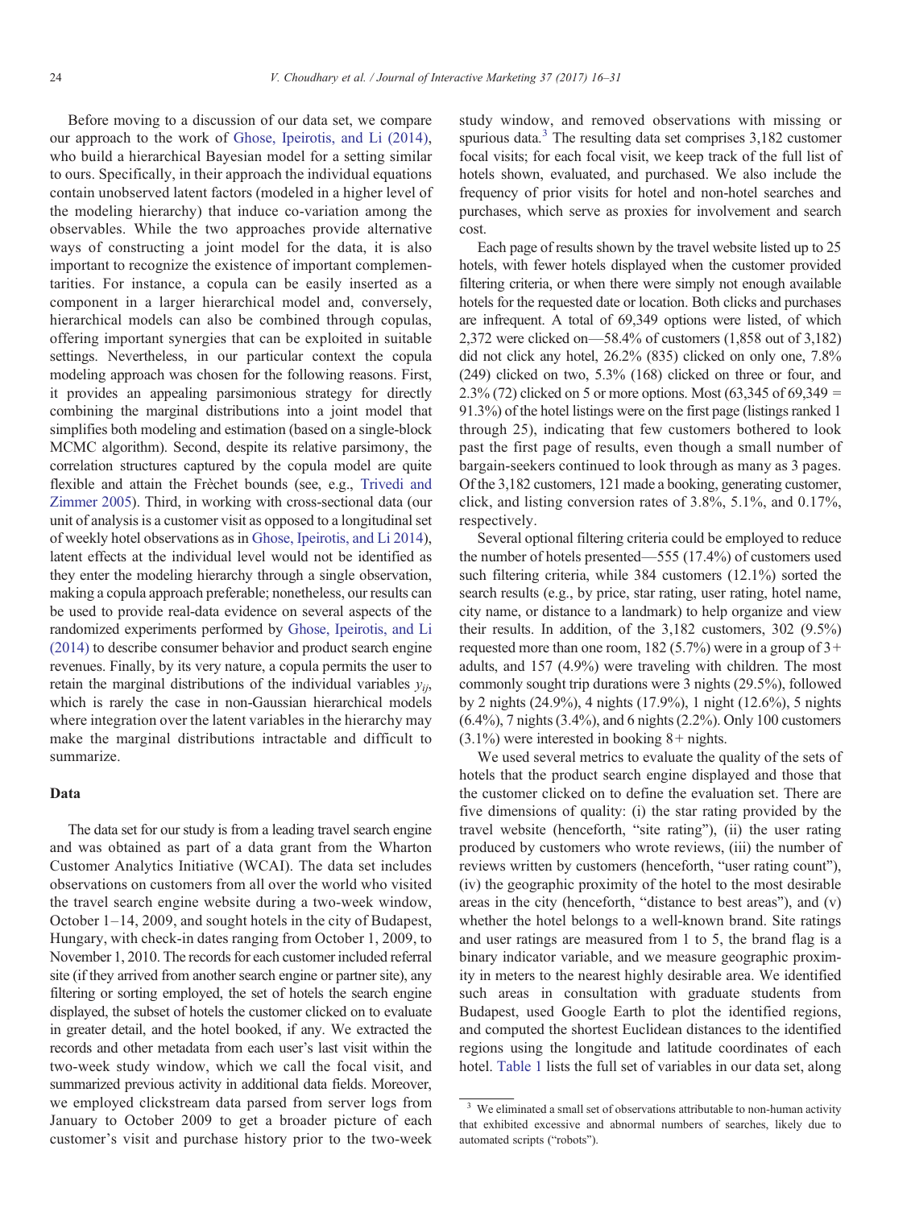Before moving to a discussion of our data set, we compare our approach to the work of Ghose, Ipeirotis, and Li (2014), who build a hierarchical Bayesian model for a setting similar to ours. Specifically, in their approach the individual equations contain unobserved latent factors (modeled in a higher level of the modeling hierarchy) that induce co-variation among the observables. While the two approaches provide alternative ways of constructing a joint model for the data, it is also important to recognize the existence of important complementarities. For instance, a copula can be easily inserted as a component in a larger hierarchical model and, conversely, hierarchical models can also be combined through copulas, offering important synergies that can be exploited in suitable settings. Nevertheless, in our particular context the copula modeling approach was chosen for the following reasons. First, it provides an appealing parsimonious strategy for directly combining the marginal distributions into a joint model that simplifies both modeling and estimation (based on a single-block MCMC algorithm). Second, despite its relative parsimony, the correlation structures captured by the copula model are quite flexible and attain the Frèchet bounds (see, e.g., Trivedi and Zimmer 2005). Third, in working with cross-sectional data (our unit of analysis is a customer visit as opposed to a longitudinal set of weekly hotel observations as in Ghose, Ipeirotis, and Li 2014), latent effects at the individual level would not be identified as they enter the modeling hierarchy through a single observation, making a copula approach preferable; nonetheless, our results can be used to provide real-data evidence on several aspects of the randomized experiments performed by Ghose, Ipeirotis, and Li (2014) to describe consumer behavior and product search engine revenues. Finally, by its very nature, a copula permits the user to retain the marginal distributions of the individual variables $y_{ij}$, which is rarely the case in non-Gaussian hierarchical models where integration over the latent variables in the hierarchy may make the marginal distributions intractable and difficult to summarize.

## Data

The data set for our study is from a leading travel search engine and was obtained as part of a data grant from the Wharton Customer Analytics Initiative (WCAI). The data set includes observations on customers from all over the world who visited the travel search engine website during a two-week window, October 1–14, 2009, and sought hotels in the city of Budapest, Hungary, with check-in dates ranging from October 1, 2009, to November 1, 2010. The records for each customer included referral site (if they arrived from another search engine or partner site), any filtering or sorting employed, the set of hotels the search engine displayed, the subset of hotels the customer clicked on to evaluate in greater detail, and the hotel booked, if any. We extracted the records and other metadata from each user's last visit within the two-week study window, which we call the focal visit, and summarized previous activity in additional data fields. Moreover, we employed clickstream data parsed from server logs from January to October 2009 to get a broader picture of each customer's visit and purchase history prior to the two-week study window, and removed observations with missing or spurious data.[3] The resulting data set comprises 3,182 customer focal visits; for each focal visit, we keep track of the full list of hotels shown, evaluated, and purchased. We also include the frequency of prior visits for hotel and non-hotel searches and purchases, which serve as proxies for involvement and search cost.

Each page of results shown by the travel website listed up to 25 hotels, with fewer hotels displayed when the customer provided filtering criteria, or when there were simply not enough available hotels for the requested date or location. Both clicks and purchases are infrequent. A total of 69,349 options were listed, of which 2,372 were clicked on—58.4% of customers (1,858 out of 3,182) did not click any hotel, 26.2% (835) clicked on only one, 7.8% (249) clicked on two, 5.3% (168) clicked on three or four, and 2.3% (72) clicked on 5 or more options. Most (63,345 of 69,349 = 91.3%) of the hotel listings were on the first page (listings ranked 1 through 25), indicating that few customers bothered to look past the first page of results, even though a small number of bargain-seekers continued to look through as many as 3 pages. Of the 3,182 customers, 121 made a booking, generating customer, click, and listing conversion rates of 3.8%, 5.1%, and 0.17%, respectively.

Several optional filtering criteria could be employed to reduce the number of hotels presented—555 (17.4%) of customers used such filtering criteria, while 384 customers (12.1%) sorted the search results (e.g., by price, star rating, user rating, hotel name, city name, or distance to a landmark) to help organize and view their results. In addition, of the 3,182 customers, 302 (9.5%) requested more than one room, 182 (5.7%) were in a group of 3+ adults, and 157 (4.9%) were traveling with children. The most commonly sought trip durations were 3 nights (29.5%), followed by 2 nights (24.9%), 4 nights (17.9%), 1 night (12.6%), 5 nights (6.4%), 7 nights (3.4%), and 6 nights (2.2%). Only 100 customers (3.1%) were interested in booking 8+ nights.

We used several metrics to evaluate the quality of the sets of hotels that the product search engine displayed and those that the customer clicked on to define the evaluation set. There are five dimensions of quality: (i) the star rating provided by the travel website (henceforth, "site rating"), (ii) the user rating produced by customers who wrote reviews, (iii) the number of reviews written by customers (henceforth, "user rating count"), (iv) the geographic proximity of the hotel to the most desirable areas in the city (henceforth, "distance to best areas"), and (v) whether the hotel belongs to a well-known brand. Site ratings and user ratings are measured from 1 to 5, the brand flag is a binary indicator variable, and we measure geographic proximity in meters to the nearest highly desirable area. We identified such areas in consultation with graduate students from Budapest, used Google Earth to plot the identified regions, and computed the shortest Euclidean distances to the identified regions using the longitude and latitude coordinates of each hotel. Table 1 lists the full set of variables in our data set, along

[3] We eliminated a small set of observations attributable to non-human activity that exhibited excessive and abnormal numbers of searches, likely due to automated scripts ("robots").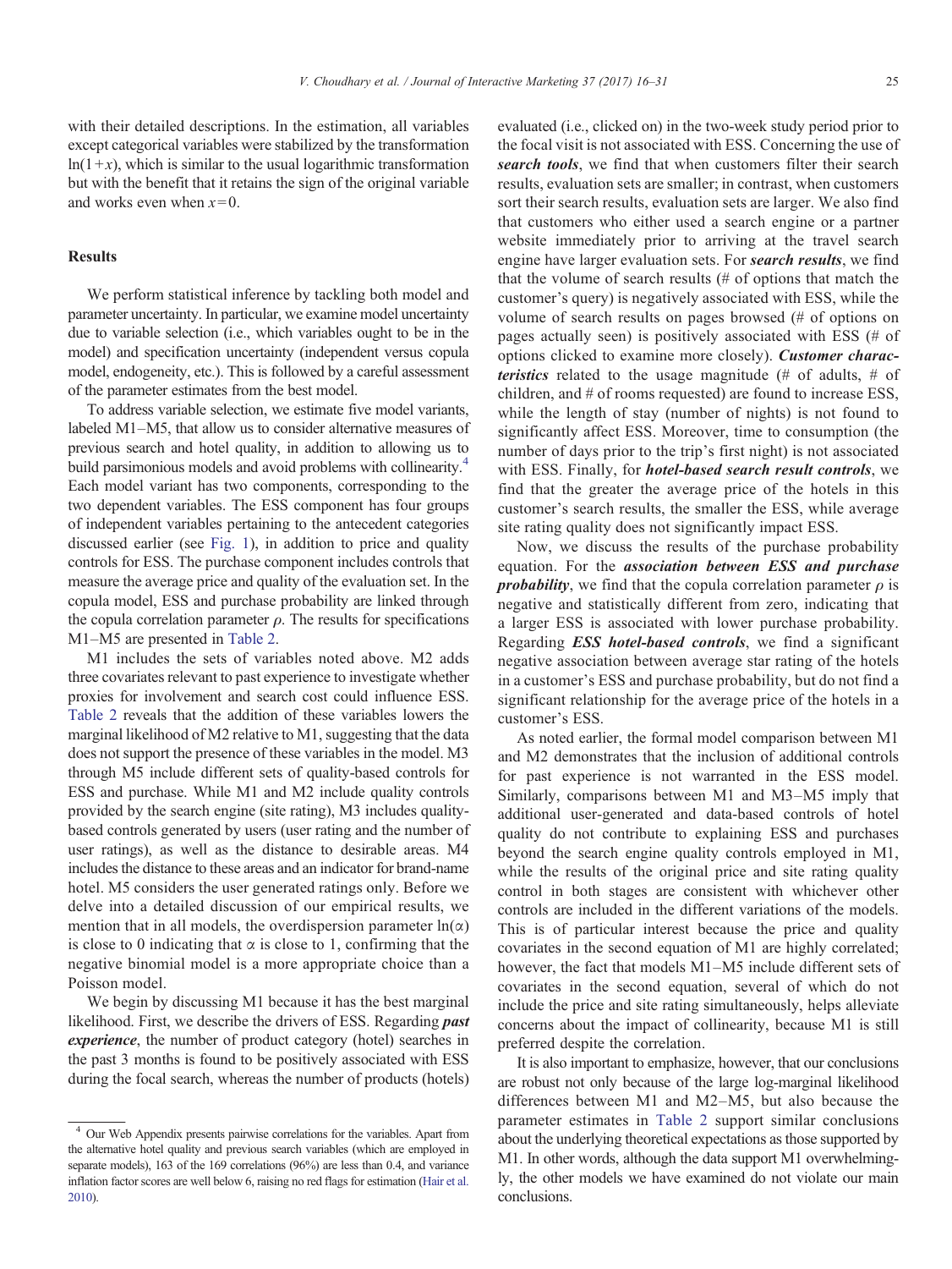with their detailed descriptions. In the estimation, all variables except categorical variables were stabilized by the transformation $\ln(1+x)$, which is similar to the usual logarithmic transformation but with the benefit that it retains the sign of the original variable and works even when $x=0$.

## Results

We perform statistical inference by tackling both model and parameter uncertainty. In particular, we examine model uncertainty due to variable selection (i.e., which variables ought to be in the model) and specification uncertainty (independent versus copula model, endogeneity, etc.). This is followed by a careful assessment of the parameter estimates from the best model.

To address variable selection, we estimate five model variants, labeled M1–M5, that allow us to consider alternative measures of previous search and hotel quality, in addition to allowing us to build parsimonious models and avoid problems with collinearity.[4] Each model variant has two components, corresponding to the two dependent variables. The ESS component has four groups of independent variables pertaining to the antecedent categories discussed earlier (see Fig. 1), in addition to price and quality controls for ESS. The purchase component includes controls that measure the average price and quality of the evaluation set. In the copula model, ESS and purchase probability are linked through the copula correlation parameter $\rho$. The results for specifications M1–M5 are presented in Table 2.

M1 includes the sets of variables noted above. M2 adds three covariates relevant to past experience to investigate whether proxies for involvement and search cost could influence ESS. Table 2 reveals that the addition of these variables lowers the marginal likelihood of M2 relative to M1, suggesting that the data does not support the presence of these variables in the model. M3 through M5 include different sets of quality-based controls for ESS and purchase. While M1 and M2 include quality controls provided by the search engine (site rating), M3 includes quality-based controls generated by users (user rating and the number of user ratings), as well as the distance to desirable areas. M4 includes the distance to these areas and an indicator for brand-name hotel. M5 considers the user generated ratings only. Before we delve into a detailed discussion of our empirical results, we mention that in all models, the overdispersion parameter $\ln(\alpha)$ is close to 0 indicating that $\alpha$ is close to 1, confirming that the negative binomial model is a more appropriate choice than a Poisson model.

We begin by discussing M1 because it has the best marginal likelihood. First, we describe the drivers of ESS. Regarding ***past experience***, the number of product category (hotel) searches in the past 3 months is found to be positively associated with ESS during the focal search, whereas the number of products (hotels) evaluated (i.e., clicked on) in the two-week study period prior to the focal visit is not associated with ESS. Concerning the use of ***search tools***, we find that when customers filter their search results, evaluation sets are smaller; in contrast, when customers sort their search results, evaluation sets are larger. We also find that customers who either used a search engine or a partner website immediately prior to arriving at the travel search engine have larger evaluation sets. For ***search results***, we find that the volume of search results (# of options that match the customer's query) is negatively associated with ESS, while the volume of search results on pages browsed (# of options on pages actually seen) is positively associated with ESS (# of options clicked to examine more closely). ***Customer characteristics*** related to the usage magnitude (# of adults, # of children, and # of rooms requested) are found to increase ESS, while the length of stay (number of nights) is not found to significantly affect ESS. Moreover, time to consumption (the number of days prior to the trip's first night) is not associated with ESS. Finally, for ***hotel-based search result controls***, we find that the greater the average price of the hotels in this customer's search results, the smaller the ESS, while average site rating quality does not significantly impact ESS.

Now, we discuss the results of the purchase probability equation. For the ***association between ESS and purchase probability***, we find that the copula correlation parameter $\rho$ is negative and statistically different from zero, indicating that a larger ESS is associated with lower purchase probability. Regarding ***ESS hotel-based controls***, we find a significant negative association between average star rating of the hotels in a customer's ESS and purchase probability, but do not find a significant relationship for the average price of the hotels in a customer's ESS.

As noted earlier, the formal model comparison between M1 and M2 demonstrates that the inclusion of additional controls for past experience is not warranted in the ESS model. Similarly, comparisons between M1 and M3–M5 imply that additional user-generated and data-based controls of hotel quality do not contribute to explaining ESS and purchases beyond the search engine quality controls employed in M1, while the results of the original price and site rating quality control in both stages are consistent with whichever other controls are included in the different variations of the models. This is of particular interest because the price and quality covariates in the second equation of M1 are highly correlated; however, the fact that models M1–M5 include different sets of covariates in the second equation, several of which do not include the price and site rating simultaneously, helps alleviate concerns about the impact of collinearity, because M1 is still preferred despite the correlation.

It is also important to emphasize, however, that our conclusions are robust not only because of the large log-marginal likelihood differences between M1 and M2–M5, but also because the parameter estimates in Table 2 support similar conclusions about the underlying theoretical expectations as those supported by M1. In other words, although the data support M1 overwhelmingly, the other models we have examined do not violate our main conclusions.

---

[4] Our Web Appendix presents pairwise correlations for the variables. Apart from the alternative hotel quality and previous search variables (which are employed in separate models), 163 of the 169 correlations (96%) are less than 0.4, and variance inflation factor scores are well below 6, raising no red flags for estimation (Hair et al. 2010).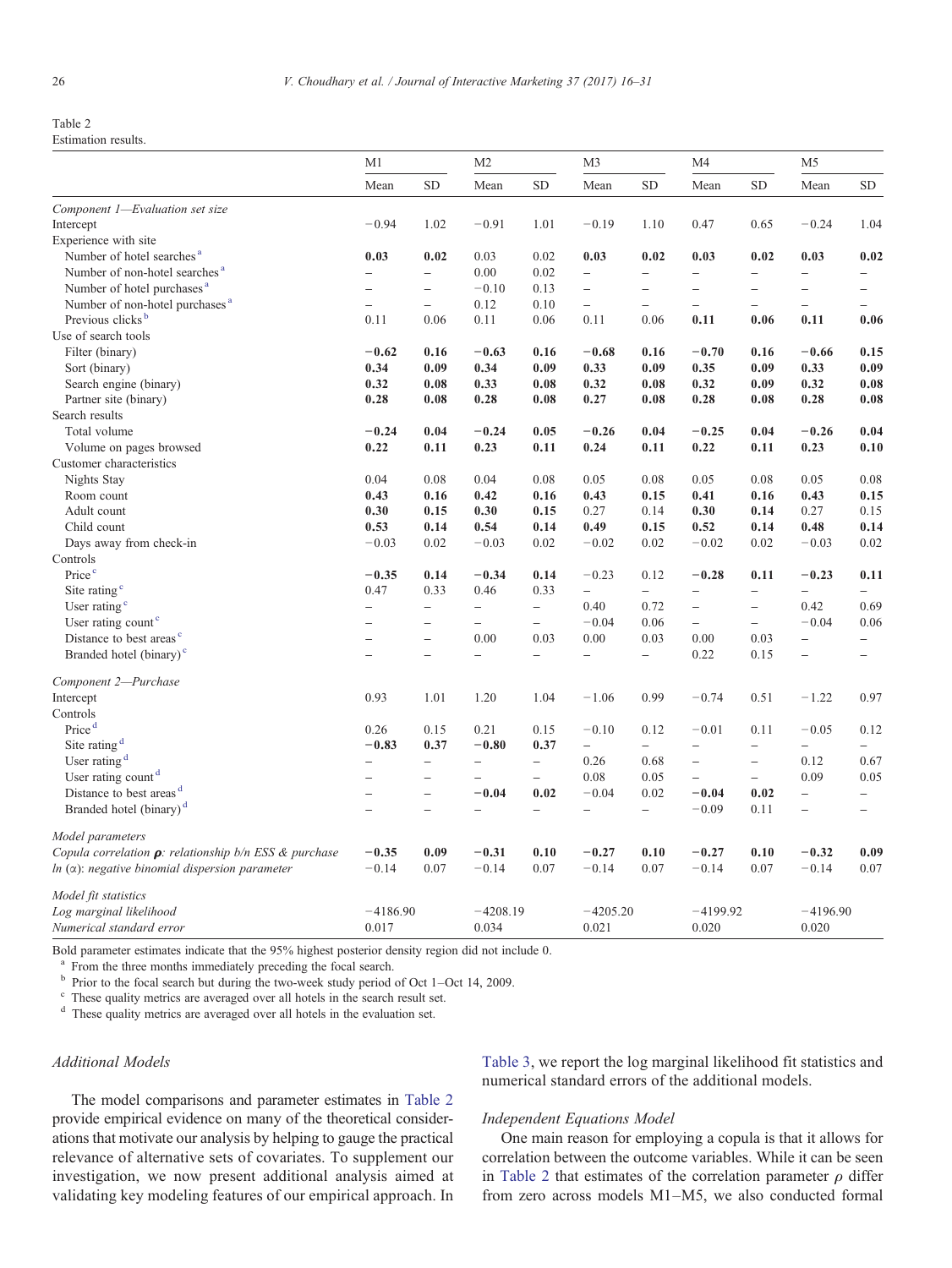Table 2
Estimation results.

| | M1 | | M2 | | M3 | | M4 | | M5 | |
|---|---|---|---|---|---|---|---|---|---|---|
| | Mean | SD | Mean | SD | Mean | SD | Mean | SD | Mean | SD |
| *Component 1—Evaluation set size* | | | | | | | | | | |
| Intercept | −0.94 | 1.02 | −0.91 | 1.01 | −0.19 | 1.10 | 0.47 | 0.65 | −0.24 | 1.04 |
| Experience with site | | | | | | | | | | |
| Number of hotel searches[a] | **0.03** | **0.02** | 0.03 | 0.02 | **0.03** | **0.02** | **0.03** | **0.02** | **0.03** | **0.02** |
| Number of non-hotel searches[a] | – | – | 0.00 | 0.02 | – | – | – | – | – | – |
| Number of hotel purchases[a] | – | – | −0.10 | 0.13 | – | – | – | – | – | – |
| Number of non-hotel purchases[a] | – | – | 0.12 | 0.10 | – | – | – | – | – | – |
| Previous clicks[b] | 0.11 | 0.06 | 0.11 | 0.06 | 0.11 | 0.06 | **0.11** | **0.06** | **0.11** | **0.06** |
| Use of search tools | | | | | | | | | | |
| Filter (binary) | **−0.62** | **0.16** | **−0.63** | **0.16** | **−0.68** | **0.16** | **−0.70** | **0.16** | **−0.66** | **0.15** |
| Sort (binary) | **0.34** | **0.09** | **0.34** | **0.09** | **0.33** | **0.09** | **0.35** | **0.09** | **0.33** | **0.09** |
| Search engine (binary) | **0.32** | **0.08** | **0.33** | **0.08** | **0.32** | **0.08** | **0.32** | **0.09** | **0.32** | **0.08** |
| Partner site (binary) | **0.28** | **0.08** | **0.28** | **0.08** | **0.27** | **0.08** | **0.28** | **0.08** | **0.28** | **0.08** |
| Search results | | | | | | | | | | |
| Total volume | **−0.24** | **0.04** | **−0.24** | **0.05** | **−0.26** | **0.04** | **−0.25** | **0.04** | **−0.26** | **0.04** |
| Volume on pages browsed | **0.22** | **0.11** | **0.23** | **0.11** | **0.24** | **0.11** | **0.22** | **0.11** | **0.23** | **0.10** |
| Customer characteristics | | | | | | | | | | |
| Nights Stay | 0.04 | 0.08 | 0.04 | 0.08 | 0.05 | 0.08 | 0.05 | 0.08 | 0.05 | 0.08 |
| Room count | **0.43** | **0.16** | **0.42** | **0.16** | **0.43** | **0.15** | **0.41** | **0.16** | **0.43** | **0.15** |
| Adult count | **0.30** | **0.15** | **0.30** | **0.15** | 0.27 | 0.14 | **0.30** | **0.14** | 0.27 | 0.15 |
| Child count | **0.53** | **0.14** | **0.54** | **0.14** | **0.49** | **0.15** | **0.52** | **0.14** | **0.48** | **0.14** |
| Days away from check-in | −0.03 | 0.02 | −0.03 | 0.02 | −0.02 | 0.02 | −0.02 | 0.02 | −0.03 | 0.02 |
| Controls | | | | | | | | | | |
| Price[c] | **−0.35** | **0.14** | **−0.34** | **0.14** | −0.23 | 0.12 | **−0.28** | **0.11** | **−0.23** | **0.11** |
| Site rating[c] | 0.47 | 0.33 | 0.46 | 0.33 | – | – | – | – | – | – |
| User rating[c] | – | – | – | – | 0.40 | 0.72 | – | – | 0.42 | 0.69 |
| User rating count[c] | – | – | – | – | −0.04 | 0.06 | – | – | −0.04 | 0.06 |
| Distance to best areas[c] | – | – | 0.00 | 0.03 | 0.00 | 0.03 | 0.00 | 0.03 | – | – |
| Branded hotel (binary)[c] | – | – | – | – | – | – | 0.22 | 0.15 | – | – |
| *Component 2—Purchase* | | | | | | | | | | |
| Intercept | 0.93 | 1.01 | 1.20 | 1.04 | −1.06 | 0.99 | −0.74 | 0.51 | −1.22 | 0.97 |
| Controls | | | | | | | | | | |
| Price[d] | 0.26 | 0.15 | 0.21 | 0.15 | −0.10 | 0.12 | −0.01 | 0.11 | −0.05 | 0.12 |
| Site rating[d] | **−0.83** | **0.37** | **−0.80** | **0.37** | – | – | – | – | – | – |
| User rating[d] | – | – | – | – | 0.26 | 0.68 | – | – | 0.12 | 0.67 |
| User rating count[d] | – | – | – | – | 0.08 | 0.05 | – | – | 0.09 | 0.05 |
| Distance to best areas[d] | – | – | **−0.04** | **0.02** | −0.04 | 0.02 | **−0.04** | **0.02** | – | – |
| Branded hotel (binary)[d] | – | – | – | – | – | – | −0.09 | 0.11 | – | – |
| *Model parameters* | | | | | | | | | | |
| *Copula correlation* $\boldsymbol{\rho}$*: relationship b/n ESS & purchase* | **−0.35** | **0.09** | **−0.31** | **0.10** | **−0.27** | **0.10** | **−0.27** | **0.10** | **−0.32** | **0.09** |
| *ln* ($\alpha$)*: negative binomial dispersion parameter* | −0.14 | 0.07 | −0.14 | 0.07 | −0.14 | 0.07 | −0.14 | 0.07 | −0.14 | 0.07 |
| *Model fit statistics* | | | | | | | | | | |
| *Log marginal likelihood* | −4186.90 | | −4208.19 | | −4205.20 | | −4199.92 | | −4196.90 | |
| *Numerical standard error* | 0.017 | | 0.034 | | 0.021 | | 0.020 | | 0.020 | |

Bold parameter estimates indicate that the 95% highest posterior density region did not include 0.

[a] From the three months immediately preceding the focal search.

[b] Prior to the focal search but during the two-week study period of Oct 1–Oct 14, 2009.

[c] These quality metrics are averaged over all hotels in the search result set.

[d] These quality metrics are averaged over all hotels in the evaluation set.

### *Additional Models*

The model comparisons and parameter estimates in Table 2 provide empirical evidence on many of the theoretical considerations that motivate our analysis by helping to gauge the practical relevance of alternative sets of covariates. To supplement our investigation, we now present additional analysis aimed at validating key modeling features of our empirical approach. In Table 3, we report the log marginal likelihood fit statistics and numerical standard errors of the additional models.

#### *Independent Equations Model*

One main reason for employing a copula is that it allows for correlation between the outcome variables. While it can be seen in Table 2 that estimates of the correlation parameter $\rho$ differ from zero across models M1–M5, we also conducted formal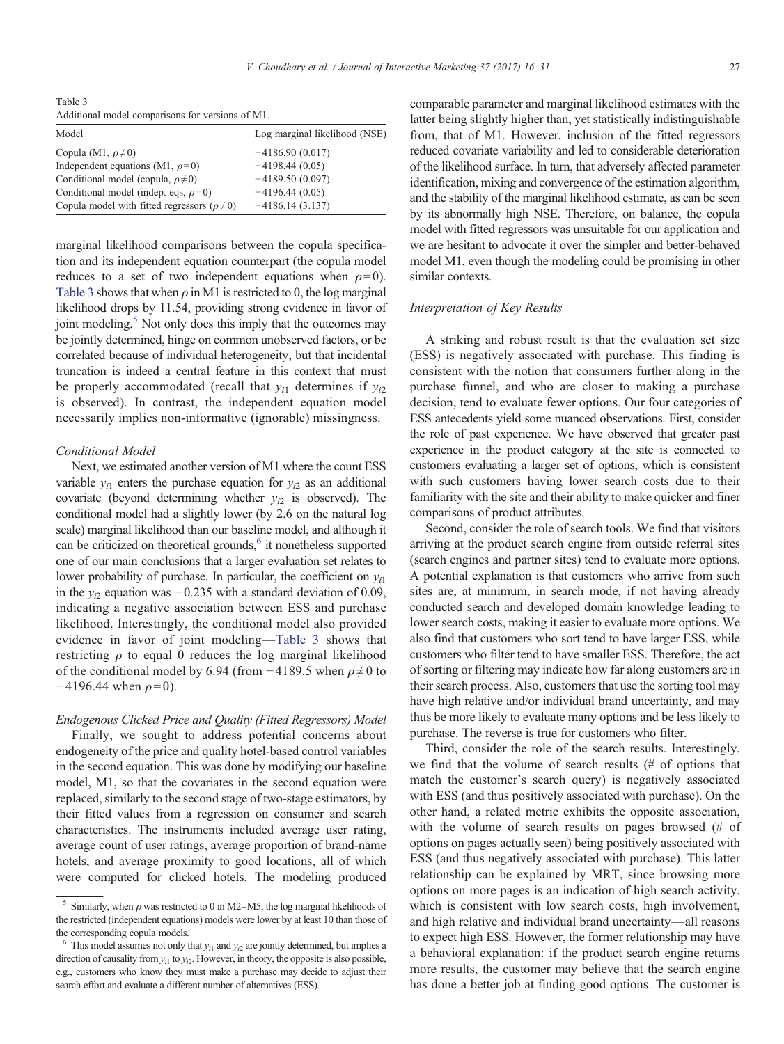Table 3
Additional model comparisons for versions of M1.

| Model | Log marginal likelihood (NSE) |
|---|---|
| Copula (M1, $\rho \neq 0$) | −4186.90 (0.017) |
| Independent equations (M1, $\rho = 0$) | −4198.44 (0.05) |
| Conditional model (copula, $\rho \neq 0$) | −4189.50 (0.097) |
| Conditional model (indep. eqs, $\rho = 0$) | −4196.44 (0.05) |
| Copula model with fitted regressors ($\rho \neq 0$) | −4186.14 (3.137) |

marginal likelihood comparisons between the copula specification and its independent equation counterpart (the copula model reduces to a set of two independent equations when $\rho = 0$). Table 3 shows that when $\rho$ in M1 is restricted to 0, the log marginal likelihood drops by 11.54, providing strong evidence in favor of joint modeling.[5] Not only does this imply that the outcomes may be jointly determined, hinge on common unobserved factors, or be correlated because of individual heterogeneity, but that incidental truncation is indeed a central feature in this context that must be properly accommodated (recall that $y_{i1}$ determines if $y_{i2}$ is observed). In contrast, the independent equation model necessarily implies non-informative (ignorable) missingness.

### Conditional Model

Next, we estimated another version of M1 where the count ESS variable $y_{i1}$ enters the purchase equation for $y_{i2}$ as an additional covariate (beyond determining whether $y_{i2}$ is observed). The conditional model had a slightly lower (by 2.6 on the natural log scale) marginal likelihood than our baseline model, and although it can be criticized on theoretical grounds,[6] it nonetheless supported one of our main conclusions that a larger evaluation set relates to lower probability of purchase. In particular, the coefficient on $y_{i1}$ in the $y_{i2}$ equation was −0.235 with a standard deviation of 0.09, indicating a negative association between ESS and purchase likelihood. Interestingly, the conditional model also provided evidence in favor of joint modeling—Table 3 shows that restricting $\rho$ to equal 0 reduces the log marginal likelihood of the conditional model by 6.94 (from −4189.5 when $\rho \neq 0$ to −4196.44 when $\rho = 0$).

### Endogenous Clicked Price and Quality (Fitted Regressors) Model

Finally, we sought to address potential concerns about endogeneity of the price and quality hotel-based control variables in the second equation. This was done by modifying our baseline model, M1, so that the covariates in the second equation were replaced, similarly to the second stage of two-stage estimators, by their fitted values from a regression on consumer and search characteristics. The instruments included average user rating, average count of user ratings, average proportion of brand-name hotels, and average proximity to good locations, all of which were computed for clicked hotels. The modeling produced comparable parameter and marginal likelihood estimates with the latter being slightly higher than, yet statistically indistinguishable from, that of M1. However, inclusion of the fitted regressors reduced covariate variability and led to considerable deterioration of the likelihood surface. In turn, that adversely affected parameter identification, mixing and convergence of the estimation algorithm, and the stability of the marginal likelihood estimate, as can be seen by its abnormally high NSE. Therefore, on balance, the copula model with fitted regressors was unsuitable for our application and we are hesitant to advocate it over the simpler and better-behaved model M1, even though the modeling could be promising in other similar contexts.

## Interpretation of Key Results

A striking and robust result is that the evaluation set size (ESS) is negatively associated with purchase. This finding is consistent with the notion that consumers further along in the purchase funnel, and who are closer to making a purchase decision, tend to evaluate fewer options. Our four categories of ESS antecedents yield some nuanced observations. First, consider the role of past experience. We have observed that greater past experience in the product category at the site is connected to customers evaluating a larger set of options, which is consistent with such customers having lower search costs due to their familiarity with the site and their ability to make quicker and finer comparisons of product attributes.

Second, consider the role of search tools. We find that visitors arriving at the product search engine from outside referral sites (search engines and partner sites) tend to evaluate more options. A potential explanation is that customers who arrive from such sites are, at minimum, in search mode, if not having already conducted search and developed domain knowledge leading to lower search costs, making it easier to evaluate more options. We also find that customers who sort tend to have larger ESS, while customers who filter tend to have smaller ESS. Therefore, the act of sorting or filtering may indicate how far along customers are in their search process. Also, customers that use the sorting tool may have high relative and/or individual brand uncertainty, and may thus be more likely to evaluate many options and be less likely to purchase. The reverse is true for customers who filter.

Third, consider the role of the search results. Interestingly, we find that the volume of search results (# of options that match the customer's search query) is negatively associated with ESS (and thus positively associated with purchase). On the other hand, a related metric exhibits the opposite association, with the volume of search results on pages browsed (# of options on pages actually seen) being positively associated with ESS (and thus negatively associated with purchase). This latter relationship can be explained by MRT, since browsing more options on more pages is an indication of high search activity, which is consistent with low search costs, high involvement, and high relative and individual brand uncertainty—all reasons to expect high ESS. However, the former relationship may have a behavioral explanation: if the product search engine returns more results, the customer may believe that the search engine has done a better job at finding good options. The customer is

[5] Similarly, when $\rho$ was restricted to 0 in M2–M5, the log marginal likelihoods of the restricted (independent equations) models were lower by at least 10 than those of the corresponding copula models.

[6] This model assumes not only that $y_{i1}$ and $y_{i2}$ are jointly determined, but implies a direction of causality from $y_{i1}$ to $y_{i2}$. However, in theory, the opposite is also possible, e.g., customers who know they must make a purchase may decide to adjust their search effort and evaluate a different number of alternatives (ESS).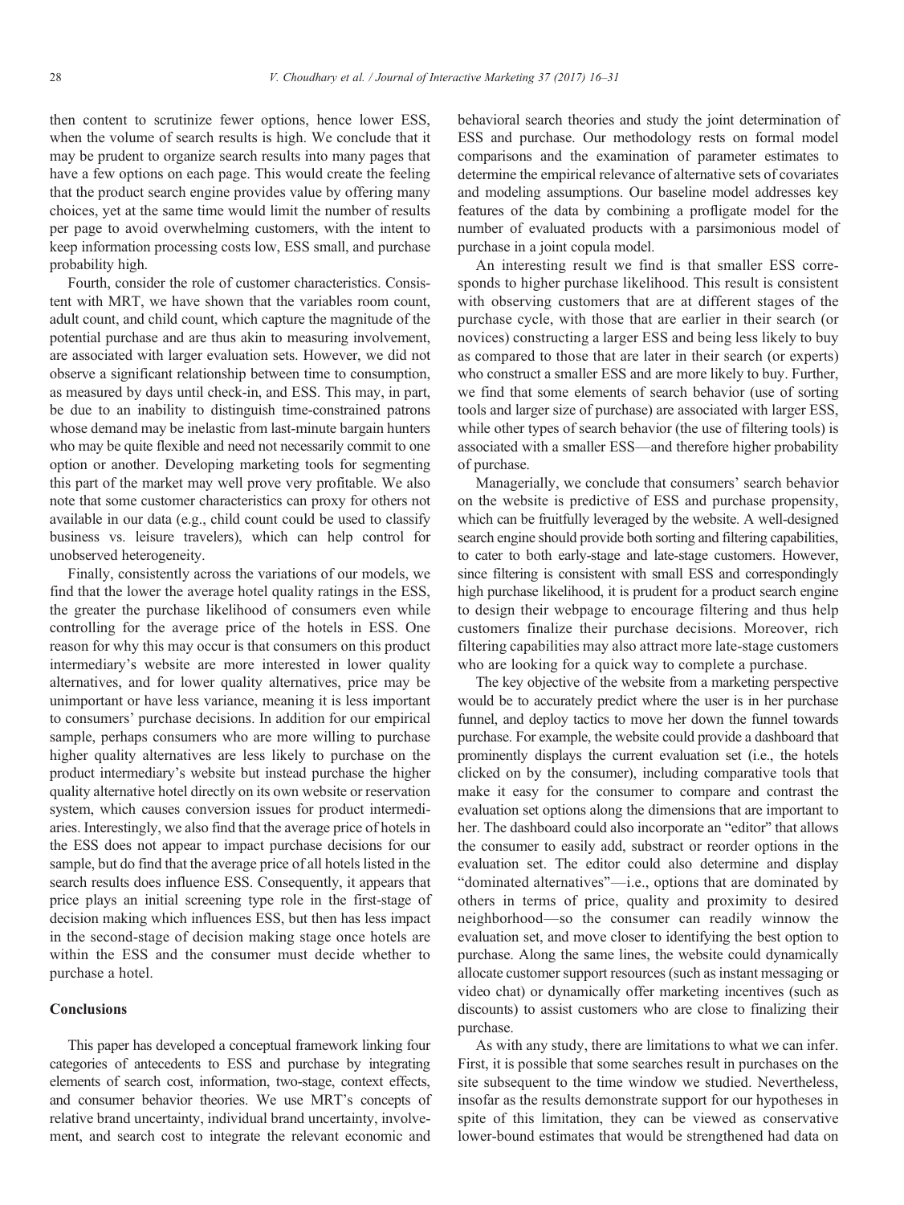then content to scrutinize fewer options, hence lower ESS, when the volume of search results is high. We conclude that it may be prudent to organize search results into many pages that have a few options on each page. This would create the feeling that the product search engine provides value by offering many choices, yet at the same time would limit the number of results per page to avoid overwhelming customers, with the intent to keep information processing costs low, ESS small, and purchase probability high.

Fourth, consider the role of customer characteristics. Consistent with MRT, we have shown that the variables room count, adult count, and child count, which capture the magnitude of the potential purchase and are thus akin to measuring involvement, are associated with larger evaluation sets. However, we did not observe a significant relationship between time to consumption, as measured by days until check-in, and ESS. This may, in part, be due to an inability to distinguish time-constrained patrons whose demand may be inelastic from last-minute bargain hunters who may be quite flexible and need not necessarily commit to one option or another. Developing marketing tools for segmenting this part of the market may well prove very profitable. We also note that some customer characteristics can proxy for others not available in our data (e.g., child count could be used to classify business vs. leisure travelers), which can help control for unobserved heterogeneity.

Finally, consistently across the variations of our models, we find that the lower the average hotel quality ratings in the ESS, the greater the purchase likelihood of consumers even while controlling for the average price of the hotels in ESS. One reason for why this may occur is that consumers on this product intermediary's website are more interested in lower quality alternatives, and for lower quality alternatives, price may be unimportant or have less variance, meaning it is less important to consumers' purchase decisions. In addition for our empirical sample, perhaps consumers who are more willing to purchase higher quality alternatives are less likely to purchase on the product intermediary's website but instead purchase the higher quality alternative hotel directly on its own website or reservation system, which causes conversion issues for product intermediaries. Interestingly, we also find that the average price of hotels in the ESS does not appear to impact purchase decisions for our sample, but do find that the average price of all hotels listed in the search results does influence ESS. Consequently, it appears that price plays an initial screening type role in the first-stage of decision making which influences ESS, but then has less impact in the second-stage of decision making stage once hotels are within the ESS and the consumer must decide whether to purchase a hotel.

## Conclusions

This paper has developed a conceptual framework linking four categories of antecedents to ESS and purchase by integrating elements of search cost, information, two-stage, context effects, and consumer behavior theories. We use MRT's concepts of relative brand uncertainty, individual brand uncertainty, involvement, and search cost to integrate the relevant economic and behavioral search theories and study the joint determination of ESS and purchase. Our methodology rests on formal model comparisons and the examination of parameter estimates to determine the empirical relevance of alternative sets of covariates and modeling assumptions. Our baseline model addresses key features of the data by combining a profligate model for the number of evaluated products with a parsimonious model of purchase in a joint copula model.

An interesting result we find is that smaller ESS corresponds to higher purchase likelihood. This result is consistent with observing customers that are at different stages of the purchase cycle, with those that are earlier in their search (or novices) constructing a larger ESS and being less likely to buy as compared to those that are later in their search (or experts) who construct a smaller ESS and are more likely to buy. Further, we find that some elements of search behavior (use of sorting tools and larger size of purchase) are associated with larger ESS, while other types of search behavior (the use of filtering tools) is associated with a smaller ESS—and therefore higher probability of purchase.

Managerially, we conclude that consumers' search behavior on the website is predictive of ESS and purchase propensity, which can be fruitfully leveraged by the website. A well-designed search engine should provide both sorting and filtering capabilities, to cater to both early-stage and late-stage customers. However, since filtering is consistent with small ESS and correspondingly high purchase likelihood, it is prudent for a product search engine to design their webpage to encourage filtering and thus help customers finalize their purchase decisions. Moreover, rich filtering capabilities may also attract more late-stage customers who are looking for a quick way to complete a purchase.

The key objective of the website from a marketing perspective would be to accurately predict where the user is in her purchase funnel, and deploy tactics to move her down the funnel towards purchase. For example, the website could provide a dashboard that prominently displays the current evaluation set (i.e., the hotels clicked on by the consumer), including comparative tools that make it easy for the consumer to compare and contrast the evaluation set options along the dimensions that are important to her. The dashboard could also incorporate an "editor" that allows the consumer to easily add, substract or reorder options in the evaluation set. The editor could also determine and display "dominated alternatives"—i.e., options that are dominated by others in terms of price, quality and proximity to desired neighborhood—so the consumer can readily winnow the evaluation set, and move closer to identifying the best option to purchase. Along the same lines, the website could dynamically allocate customer support resources (such as instant messaging or video chat) or dynamically offer marketing incentives (such as discounts) to assist customers who are close to finalizing their purchase.

As with any study, there are limitations to what we can infer. First, it is possible that some searches result in purchases on the site subsequent to the time window we studied. Nevertheless, insofar as the results demonstrate support for our hypotheses in spite of this limitation, they can be viewed as conservative lower-bound estimates that would be strengthened had data on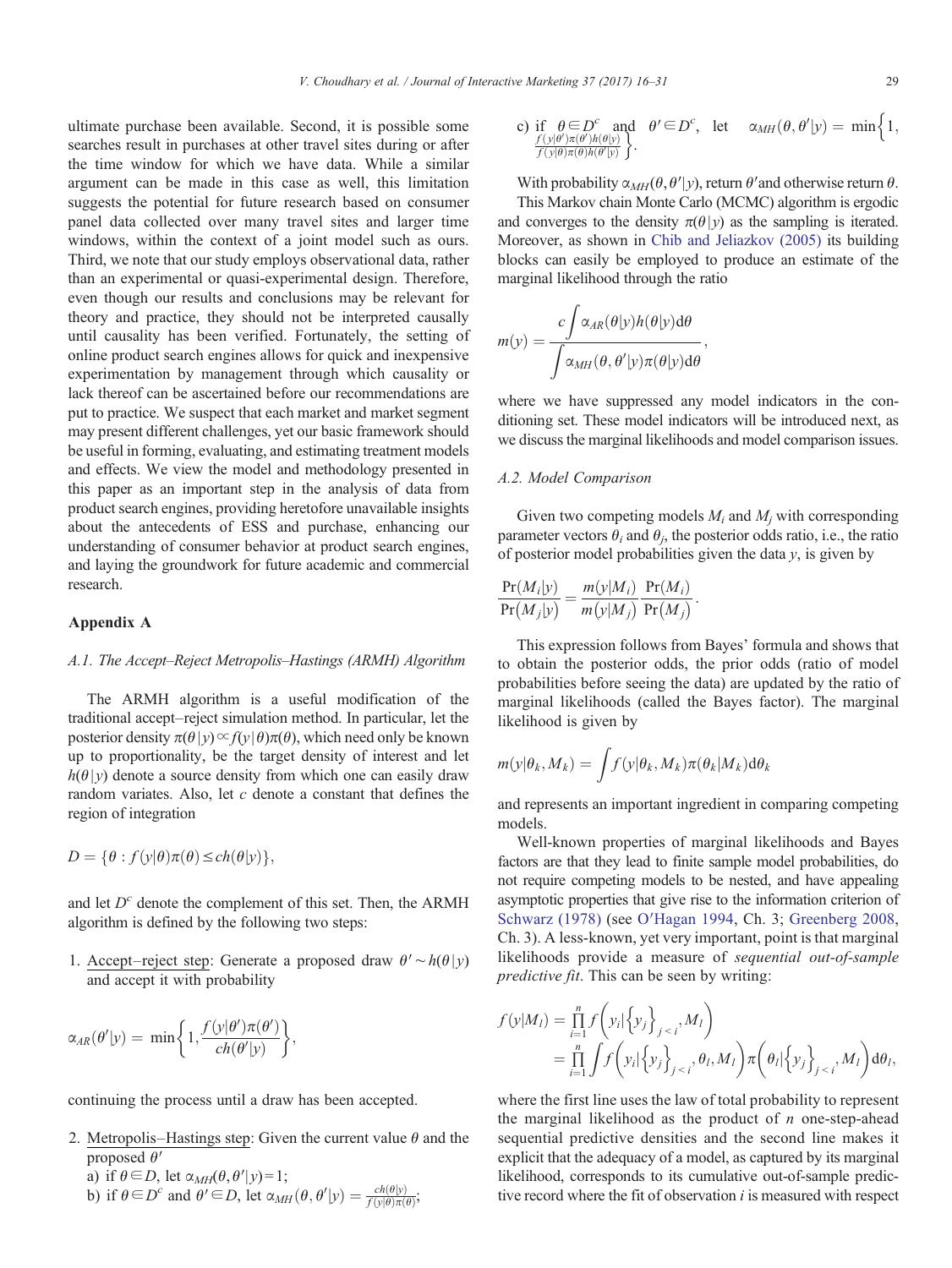ultimate purchase been available. Second, it is possible some searches result in purchases at other travel sites during or after the time window for which we have data. While a similar argument can be made in this case as well, this limitation suggests the potential for future research based on consumer panel data collected over many travel sites and larger time windows, within the context of a joint model such as ours. Third, we note that our study employs observational data, rather than an experimental or quasi-experimental design. Therefore, even though our results and conclusions may be relevant for theory and practice, they should not be interpreted causally until causality has been verified. Fortunately, the setting of online product search engines allows for quick and inexpensive experimentation by management through which causality or lack thereof can be ascertained before our recommendations are put to practice. We suspect that each market and market segment may present different challenges, yet our basic framework should be useful in forming, evaluating, and estimating treatment models and effects. We view the model and methodology presented in this paper as an important step in the analysis of data from product search engines, providing heretofore unavailable insights about the antecedents of ESS and purchase, enhancing our understanding of consumer behavior at product search engines, and laying the groundwork for future academic and commercial research.

## Appendix A

### A.1. The Accept–Reject Metropolis–Hastings (ARMH) Algorithm

The ARMH algorithm is a useful modification of the traditional accept–reject simulation method. In particular, let the posterior density $\pi(\theta|y) \propto f(y|\theta)\pi(\theta)$, which need only be known up to proportionality, be the target density of interest and let $h(\theta|y)$ denote a source density from which one can easily draw random variates. Also, let $c$ denote a constant that defines the region of integration

$$D = \{\theta : f(y|\theta)\pi(\theta) \leq ch(\theta|y)\},$$

and let $D^c$ denote the complement of this set. Then, the ARMH algorithm is defined by the following two steps:

1. Accept–reject step: Generate a proposed draw $\theta' \sim h(\theta|y)$ and accept it with probability

$$\alpha_{AR}(\theta'|y) = \min\left\{1, \frac{f(y|\theta')\pi(\theta')}{ch(\theta'|y)}\right\},$$

continuing the process until a draw has been accepted.

2. Metropolis–Hastings step: Given the current value $\theta$ and the proposed $\theta'$
   a) if $\theta \in D$, let $\alpha_{MH}(\theta, \theta'|y) = 1$;
   b) if $\theta \in D^c$ and $\theta' \in D$, let $\alpha_{MH}(\theta, \theta'|y) = \frac{ch(\theta|y)}{f(y|\theta)\pi(\theta)}$;
   c) if $\theta \in D^c$ and $\theta' \in D^c$, let $\alpha_{MH}(\theta, \theta'|y) = \min\left\{1, \frac{f(y|\theta')\pi(\theta')h(\theta|y)}{f(y|\theta)\pi(\theta)h(\theta'|y)}\right\}$.

With probability $\alpha_{MH}(\theta, \theta'|y)$, return $\theta'$ and otherwise return $\theta$.

This Markov chain Monte Carlo (MCMC) algorithm is ergodic and converges to the density $\pi(\theta|y)$ as the sampling is iterated. Moreover, as shown in Chib and Jeliazkov (2005) its building blocks can easily be employed to produce an estimate of the marginal likelihood through the ratio

$$m(y) = \frac{c\int \alpha_{AR}(\theta|y)h(\theta|y)\mathrm{d}\theta}{\int \alpha_{MH}(\theta, \theta'|y)\pi(\theta|y)\mathrm{d}\theta},$$

where we have suppressed any model indicators in the conditioning set. These model indicators will be introduced next, as we discuss the marginal likelihoods and model comparison issues.

### A.2. Model Comparison

Given two competing models $M_i$ and $M_j$ with corresponding parameter vectors $\theta_i$ and $\theta_j$, the posterior odds ratio, i.e., the ratio of posterior model probabilities given the data $y$, is given by

$$\frac{\Pr(M_i|y)}{\Pr(M_j|y)} = \frac{m(y|M_i)}{m(y|M_j)}\frac{\Pr(M_i)}{\Pr(M_j)}.$$

This expression follows from Bayes' formula and shows that to obtain the posterior odds, the prior odds (ratio of model probabilities before seeing the data) are updated by the ratio of marginal likelihoods (called the Bayes factor). The marginal likelihood is given by

$$m(y|\theta_k, M_k) = \int f(y|\theta_k, M_k)\pi(\theta_k|M_k)\mathrm{d}\theta_k$$

and represents an important ingredient in comparing competing models.

Well-known properties of marginal likelihoods and Bayes factors are that they lead to finite sample model probabilities, do not require competing models to be nested, and have appealing asymptotic properties that give rise to the information criterion of Schwarz (1978) (see O'Hagan 1994, Ch. 3; Greenberg 2008, Ch. 3). A less-known, yet very important, point is that marginal likelihoods provide a measure of *sequential out-of-sample predictive fit*. This can be seen by writing:

$$\begin{aligned} f(y|M_l) &= \prod_{i=1}^{n} f\left(y_i \middle| \left\{y_j\right\}_{j<i}, M_l\right) \\ &= \prod_{i=1}^{n} \int f\left(y_i \middle| \left\{y_j\right\}_{j<i}, \theta_l, M_l\right)\pi\left(\theta_l \middle| \left\{y_j\right\}_{j<i}, M_l\right)\mathrm{d}\theta_l, \end{aligned}$$

where the first line uses the law of total probability to represent the marginal likelihood as the product of $n$ one-step-ahead sequential predictive densities and the second line makes it explicit that the adequacy of a model, as captured by its marginal likelihood, corresponds to its cumulative out-of-sample predictive record where the fit of observation $i$ is measured with respect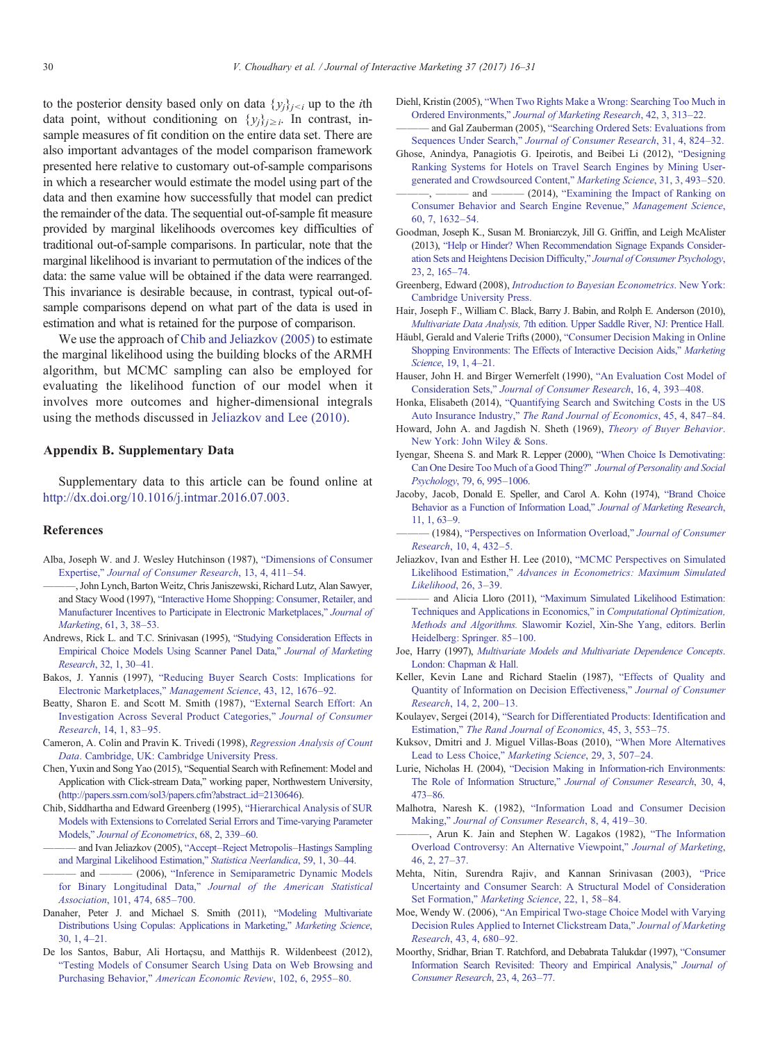to the posterior density based only on data $\{y_j\}_{j<i}$ up to the $i$th data point, without conditioning on $\{y_j\}_{j\geq i}$. In contrast, in-sample measures of fit condition on the entire data set. There are also important advantages of the model comparison framework presented here relative to customary out-of-sample comparisons in which a researcher would estimate the model using part of the data and then examine how successfully that model can predict the remainder of the data. The sequential out-of-sample fit measure provided by marginal likelihoods overcomes key difficulties of traditional out-of-sample comparisons. In particular, note that the marginal likelihood is invariant to permutation of the indices of the data: the same value will be obtained if the data were rearranged. This invariance is desirable because, in contrast, typical out-of-sample comparisons depend on what part of the data is used in estimation and what is retained for the purpose of comparison.

We use the approach of Chib and Jeliazkov (2005) to estimate the marginal likelihood using the building blocks of the ARMH algorithm, but MCMC sampling can also be employed for evaluating the likelihood function of our model when it involves more outcomes and higher-dimensional integrals using the methods discussed in Jeliazkov and Lee (2010).

## Appendix B. Supplementary Data

Supplementary data to this article can be found online at http://dx.doi.org/10.1016/j.intmar.2016.07.003.

## References

Alba, Joseph W. and J. Wesley Hutchinson (1987), "Dimensions of Consumer Expertise," *Journal of Consumer Research*, 13, 4, 411–54.

———, John Lynch, Barton Weitz, Chris Janiszewski, Richard Lutz, Alan Sawyer, and Stacy Wood (1997), "Interactive Home Shopping: Consumer, Retailer, and Manufacturer Incentives to Participate in Electronic Marketplaces," *Journal of Marketing*, 61, 3, 38–53.

Andrews, Rick L. and T.C. Srinivasan (1995), "Studying Consideration Effects in Empirical Choice Models Using Scanner Panel Data," *Journal of Marketing Research*, 32, 1, 30–41.

Bakos, J. Yannis (1997), "Reducing Buyer Search Costs: Implications for Electronic Marketplaces," *Management Science*, 43, 12, 1676–92.

Beatty, Sharon E. and Scott M. Smith (1987), "External Search Effort: An Investigation Across Several Product Categories," *Journal of Consumer Research*, 14, 1, 83–95.

Cameron, A. Colin and Pravin K. Trivedi (1998), *Regression Analysis of Count Data*. Cambridge, UK: Cambridge University Press.

Chen, Yuxin and Song Yao (2015), "Sequential Search with Refinement: Model and Application with Click-stream Data," working paper, Northwestern University, (http://papers.ssrn.com/sol3/papers.cfm?abstract_id=2130646).

Chib, Siddhartha and Edward Greenberg (1995), "Hierarchical Analysis of SUR Models with Extensions to Correlated Serial Errors and Time-varying Parameter Models," *Journal of Econometrics*, 68, 2, 339–60.

——— and Ivan Jeliazkov (2005), "Accept–Reject Metropolis–Hastings Sampling and Marginal Likelihood Estimation," *Statistica Neerlandica*, 59, 1, 30–44.

——— and ——— (2006), "Inference in Semiparametric Dynamic Models for Binary Longitudinal Data," *Journal of the American Statistical Association*, 101, 474, 685–700.

Danaher, Peter J. and Michael S. Smith (2011), "Modeling Multivariate Distributions Using Copulas: Applications in Marketing," *Marketing Science*, 30, 1, 4–21.

De los Santos, Babur, Ali Hortaçsu, and Matthijs R. Wildenbeest (2012), "Testing Models of Consumer Search Using Data on Web Browsing and Purchasing Behavior," *American Economic Review*, 102, 6, 2955–80.

Diehl, Kristin (2005), "When Two Rights Make a Wrong: Searching Too Much in Ordered Environments," *Journal of Marketing Research*, 42, 3, 313–22.

——— and Gal Zauberman (2005), "Searching Ordered Sets: Evaluations from Sequences Under Search," *Journal of Consumer Research*, 31, 4, 824–32.

Ghose, Anindya, Panagiotis G. Ipeirotis, and Beibei Li (2012), "Designing Ranking Systems for Hotels on Travel Search Engines by Mining User-generated and Crowdsourced Content," *Marketing Science*, 31, 3, 493–520.

———, ——— and ——— (2014), "Examining the Impact of Ranking on Consumer Behavior and Search Engine Revenue," *Management Science*, 60, 7, 1632–54.

Goodman, Joseph K., Susan M. Broniarczyk, Jill G. Griffin, and Leigh McAlister (2013), "Help or Hinder? When Recommendation Signage Expands Consideration Sets and Heightens Decision Difficulty," *Journal of Consumer Psychology*, 23, 2, 165–74.

Greenberg, Edward (2008), *Introduction to Bayesian Econometrics*. New York: Cambridge University Press.

Hair, Joseph F., William C. Black, Barry J. Babin, and Rolph E. Anderson (2010), *Multivariate Data Analysis,* 7th edition. Upper Saddle River, NJ: Prentice Hall.

Häubl, Gerald and Valerie Trifts (2000), "Consumer Decision Making in Online Shopping Environments: The Effects of Interactive Decision Aids," *Marketing Science*, 19, 1, 4–21.

Hauser, John H. and Birger Wernerfelt (1990), "An Evaluation Cost Model of Consideration Sets," *Journal of Consumer Research*, 16, 4, 393–408.

Honka, Elisabeth (2014), "Quantifying Search and Switching Costs in the US Auto Insurance Industry," *The Rand Journal of Economics*, 45, 4, 847–84.

Howard, John A. and Jagdish N. Sheth (1969), *Theory of Buyer Behavior*. New York: John Wiley & Sons.

Iyengar, Sheena S. and Mark R. Lepper (2000), "When Choice Is Demotivating: Can One Desire Too Much of a Good Thing?" *Journal of Personality and Social Psychology*, 79, 6, 995–1006.

Jacoby, Jacob, Donald E. Speller, and Carol A. Kohn (1974), "Brand Choice Behavior as a Function of Information Load," *Journal of Marketing Research*, 11, 1, 63–9.

——— (1984), "Perspectives on Information Overload," *Journal of Consumer Research*, 10, 4, 432–5.

Jeliazkov, Ivan and Esther H. Lee (2010), "MCMC Perspectives on Simulated Likelihood Estimation," *Advances in Econometrics: Maximum Simulated Likelihood*, 26, 3–39.

——— and Alicia Lloro (2011), "Maximum Simulated Likelihood Estimation: Techniques and Applications in Economics," in *Computational Optimization, Methods and Algorithms.* Slawomir Koziel, Xin-She Yang, editors. Berlin Heidelberg: Springer. 85–100.

Joe, Harry (1997), *Multivariate Models and Multivariate Dependence Concepts*. London: Chapman & Hall.

Keller, Kevin Lane and Richard Staelin (1987), "Effects of Quality and Quantity of Information on Decision Effectiveness," *Journal of Consumer Research*, 14, 2, 200–13.

Koulayev, Sergei (2014), "Search for Differentiated Products: Identification and Estimation," *The Rand Journal of Economics*, 45, 3, 553–75.

Kuksov, Dmitri and J. Miguel Villas-Boas (2010), "When More Alternatives Lead to Less Choice," *Marketing Science*, 29, 3, 507–24.

Lurie, Nicholas H. (2004), "Decision Making in Information-rich Environments: The Role of Information Structure," *Journal of Consumer Research*, 30, 4, 473–86.

Malhotra, Naresh K. (1982), "Information Load and Consumer Decision Making," *Journal of Consumer Research*, 8, 4, 419–30.

———, Arun K. Jain and Stephen W. Lagakos (1982), "The Information Overload Controversy: An Alternative Viewpoint," *Journal of Marketing*, 46, 2, 27–37.

Mehta, Nitin, Surendra Rajiv, and Kannan Srinivasan (2003), "Price Uncertainty and Consumer Search: A Structural Model of Consideration Set Formation," *Marketing Science*, 22, 1, 58–84.

Moe, Wendy W. (2006), "An Empirical Two-stage Choice Model with Varying Decision Rules Applied to Internet Clickstream Data," *Journal of Marketing Research*, 43, 4, 680–92.

Moorthy, Sridhar, Brian T. Ratchford, and Debabrata Talukdar (1997), "Consumer Information Search Revisited: Theory and Empirical Analysis," *Journal of Consumer Research*, 23, 4, 263–77.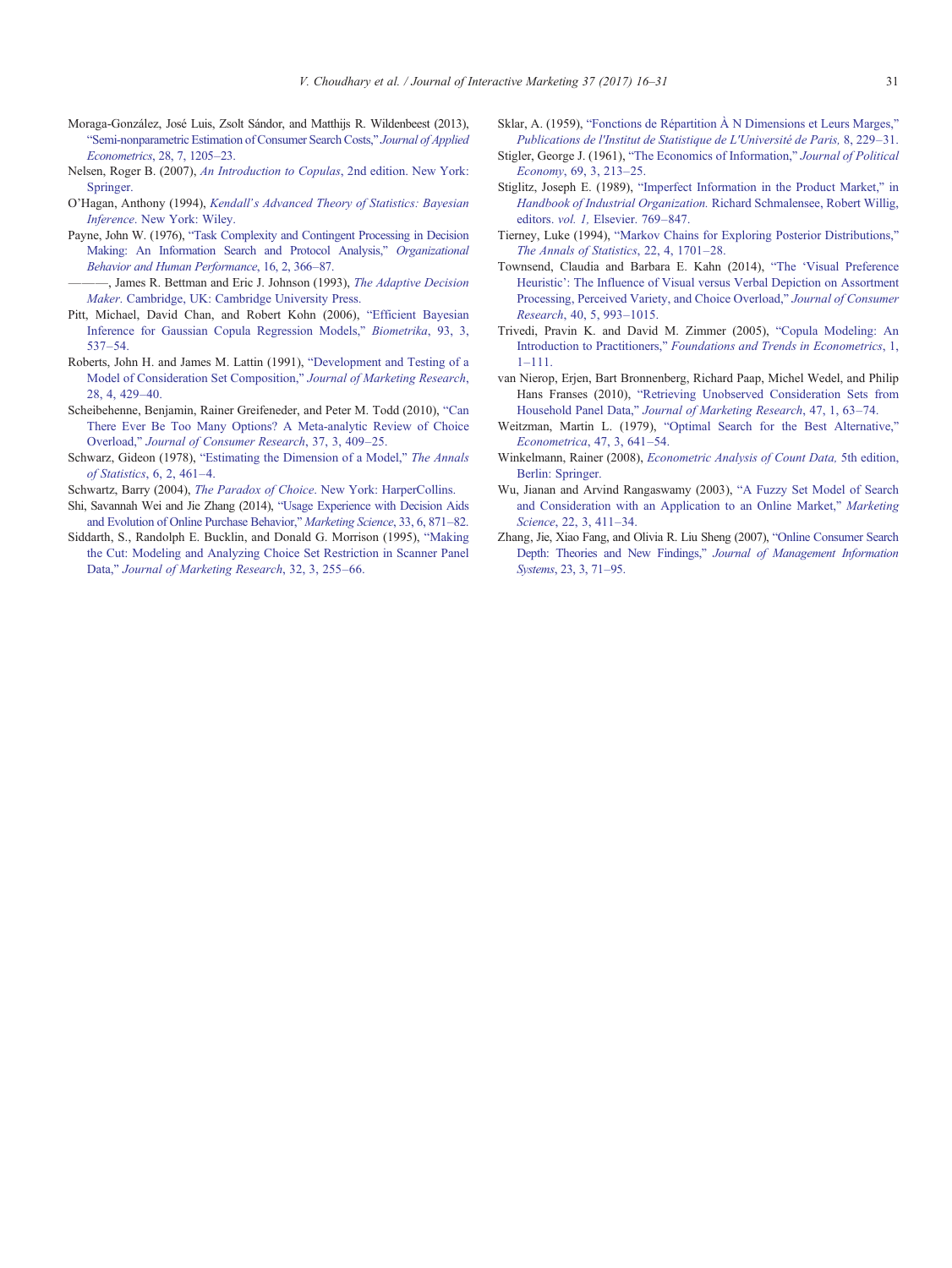Moraga-González, José Luis, Zsolt Sándor, and Matthijs R. Wildenbeest (2013), "Semi-nonparametric Estimation of Consumer Search Costs," *Journal of Applied Econometrics*, 28, 7, 1205–23.

Nelsen, Roger B. (2007), *An Introduction to Copulas*, 2nd edition. New York: Springer.

O'Hagan, Anthony (1994), *Kendall's Advanced Theory of Statistics: Bayesian Inference*. New York: Wiley.

Payne, John W. (1976), "Task Complexity and Contingent Processing in Decision Making: An Information Search and Protocol Analysis," *Organizational Behavior and Human Performance*, 16, 2, 366–87.

———, James R. Bettman and Eric J. Johnson (1993), *The Adaptive Decision Maker*. Cambridge, UK: Cambridge University Press.

Pitt, Michael, David Chan, and Robert Kohn (2006), "Efficient Bayesian Inference for Gaussian Copula Regression Models," *Biometrika*, 93, 3, 537–54.

Roberts, John H. and James M. Lattin (1991), "Development and Testing of a Model of Consideration Set Composition," *Journal of Marketing Research*, 28, 4, 429–40.

Scheibehenne, Benjamin, Rainer Greifeneder, and Peter M. Todd (2010), "Can There Ever Be Too Many Options? A Meta-analytic Review of Choice Overload," *Journal of Consumer Research*, 37, 3, 409–25.

Schwarz, Gideon (1978), "Estimating the Dimension of a Model," *The Annals of Statistics*, 6, 2, 461–4.

Schwartz, Barry (2004), *The Paradox of Choice*. New York: HarperCollins.

Shi, Savannah Wei and Jie Zhang (2014), "Usage Experience with Decision Aids and Evolution of Online Purchase Behavior," *Marketing Science*, 33, 6, 871–82.

Siddarth, S., Randolph E. Bucklin, and Donald G. Morrison (1995), "Making the Cut: Modeling and Analyzing Choice Set Restriction in Scanner Panel Data," *Journal of Marketing Research*, 32, 3, 255–66.

Sklar, A. (1959), "Fonctions de Répartition À N Dimensions et Leurs Marges," *Publications de l'Institut de Statistique de L'Université de Paris,* 8, 229–31.

Stigler, George J. (1961), "The Economics of Information," *Journal of Political Economy*, 69, 3, 213–25.

Stiglitz, Joseph E. (1989), "Imperfect Information in the Product Market," in *Handbook of Industrial Organization.* Richard Schmalensee, Robert Willig, editors. *vol. 1,* Elsevier. 769–847.

Tierney, Luke (1994), "Markov Chains for Exploring Posterior Distributions," *The Annals of Statistics*, 22, 4, 1701–28.

Townsend, Claudia and Barbara E. Kahn (2014), "The 'Visual Preference Heuristic': The Influence of Visual versus Verbal Depiction on Assortment Processing, Perceived Variety, and Choice Overload," *Journal of Consumer Research*, 40, 5, 993–1015.

Trivedi, Pravin K. and David M. Zimmer (2005), "Copula Modeling: An Introduction to Practitioners," *Foundations and Trends in Econometrics*, 1, 1–111.

van Nierop, Erjen, Bart Bronnenberg, Richard Paap, Michel Wedel, and Philip Hans Franses (2010), "Retrieving Unobserved Consideration Sets from Household Panel Data," *Journal of Marketing Research*, 47, 1, 63–74.

Weitzman, Martin L. (1979), "Optimal Search for the Best Alternative," *Econometrica*, 47, 3, 641–54.

Winkelmann, Rainer (2008), *Econometric Analysis of Count Data,* 5th edition, Berlin: Springer.

Wu, Jianan and Arvind Rangaswamy (2003), "A Fuzzy Set Model of Search and Consideration with an Application to an Online Market," *Marketing Science*, 22, 3, 411–34.

Zhang, Jie, Xiao Fang, and Olivia R. Liu Sheng (2007), "Online Consumer Search Depth: Theories and New Findings," *Journal of Management Information Systems*, 23, 3, 71–95.